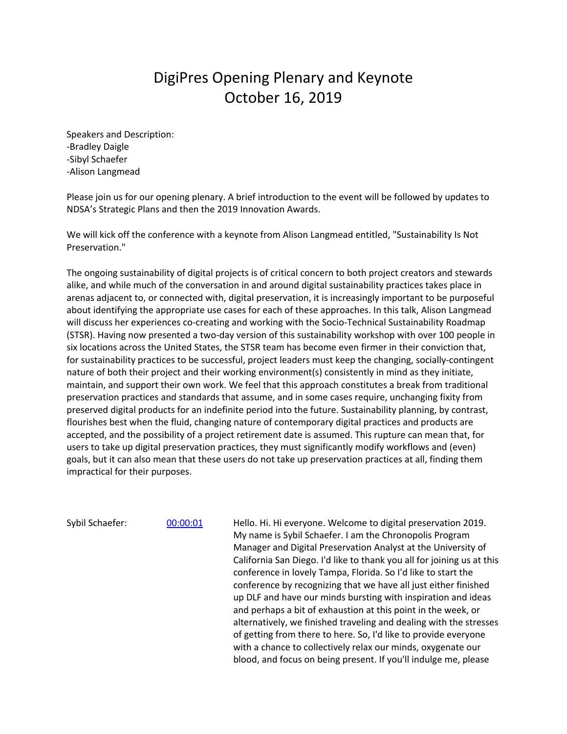# DigiPres Opening Plenary and Keynote
# October 16, 2019

Speakers and Description:
-Bradley Daigle
-Sibyl Schaefer
-Alison Langmead

Please join us for our opening plenary. A brief introduction to the event will be followed by updates to NDSA's Strategic Plans and then the 2019 Innovation Awards.

We will kick off the conference with a keynote from Alison Langmead entitled, "Sustainability Is Not Preservation."

The ongoing sustainability of digital projects is of critical concern to both project creators and stewards alike, and while much of the conversation in and around digital sustainability practices takes place in arenas adjacent to, or connected with, digital preservation, it is increasingly important to be purposeful about identifying the appropriate use cases for each of these approaches. In this talk, Alison Langmead will discuss her experiences co-creating and working with the Socio-Technical Sustainability Roadmap (STSR). Having now presented a two-day version of this sustainability workshop with over 100 people in six locations across the United States, the STSR team has become even firmer in their conviction that, for sustainability practices to be successful, project leaders must keep the changing, socially-contingent nature of both their project and their working environment(s) consistently in mind as they initiate, maintain, and support their own work. We feel that this approach constitutes a break from traditional preservation practices and standards that assume, and in some cases require, unchanging fixity from preserved digital products for an indefinite period into the future. Sustainability planning, by contrast, flourishes best when the fluid, changing nature of contemporary digital practices and products are accepted, and the possibility of a project retirement date is assumed. This rupture can mean that, for users to take up digital preservation practices, they must significantly modify workflows and (even) goals, but it can also mean that these users do not take up preservation practices at all, finding them impractical for their purposes.

Sybil Schaefer: 00:00:01 Hello. Hi. Hi everyone. Welcome to digital preservation 2019. My name is Sybil Schaefer. I am the Chronopolis Program Manager and Digital Preservation Analyst at the University of California San Diego. I'd like to thank you all for joining us at this conference in lovely Tampa, Florida. So I'd like to start the conference by recognizing that we have all just either finished up DLF and have our minds bursting with inspiration and ideas and perhaps a bit of exhaustion at this point in the week, or alternatively, we finished traveling and dealing with the stresses of getting from there to here. So, I'd like to provide everyone with a chance to collectively relax our minds, oxygenate our blood, and focus on being present. If you'll indulge me, please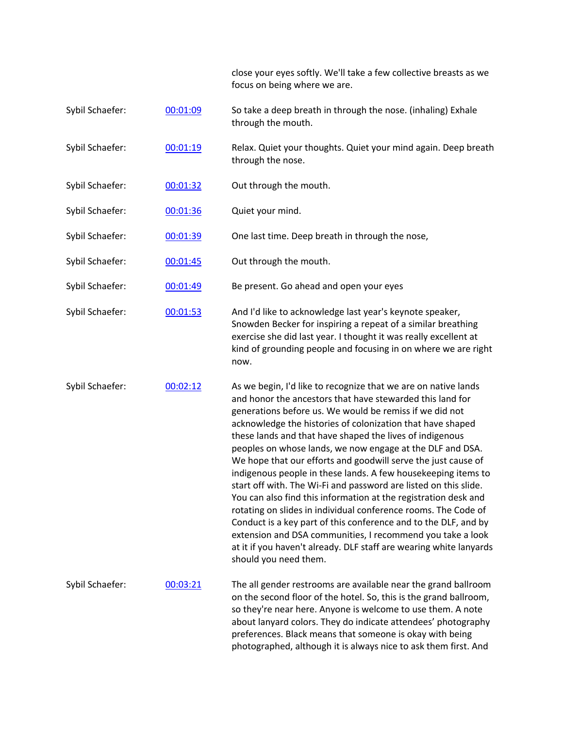close your eyes softly. We'll take a few collective breasts as we focus on being where we are.

| | | |
|---|---|---|
| Sybil Schaefer: | 00:01:09 | So take a deep breath in through the nose. (inhaling) Exhale through the mouth. |
| Sybil Schaefer: | 00:01:19 | Relax. Quiet your thoughts. Quiet your mind again. Deep breath through the nose. |
| Sybil Schaefer: | 00:01:32 | Out through the mouth. |
| Sybil Schaefer: | 00:01:36 | Quiet your mind. |
| Sybil Schaefer: | 00:01:39 | One last time. Deep breath in through the nose, |
| Sybil Schaefer: | 00:01:45 | Out through the mouth. |
| Sybil Schaefer: | 00:01:49 | Be present. Go ahead and open your eyes |
| Sybil Schaefer: | 00:01:53 | And I'd like to acknowledge last year's keynote speaker, Snowden Becker for inspiring a repeat of a similar breathing exercise she did last year. I thought it was really excellent at kind of grounding people and focusing in on where we are right now. |
| Sybil Schaefer: | 00:02:12 | As we begin, I'd like to recognize that we are on native lands and honor the ancestors that have stewarded this land for generations before us. We would be remiss if we did not acknowledge the histories of colonization that have shaped these lands and that have shaped the lives of indigenous peoples on whose lands, we now engage at the DLF and DSA. We hope that our efforts and goodwill serve the just cause of indigenous people in these lands. A few housekeeping items to start off with. The Wi-Fi and password are listed on this slide. You can also find this information at the registration desk and rotating on slides in individual conference rooms. The Code of Conduct is a key part of this conference and to the DLF, and by extension and DSA communities, I recommend you take a look at it if you haven't already. DLF staff are wearing white lanyards should you need them. |
| Sybil Schaefer: | 00:03:21 | The all gender restrooms are available near the grand ballroom on the second floor of the hotel. So, this is the grand ballroom, so they're near here. Anyone is welcome to use them. A note about lanyard colors. They do indicate attendees' photography preferences. Black means that someone is okay with being photographed, although it is always nice to ask them first. And |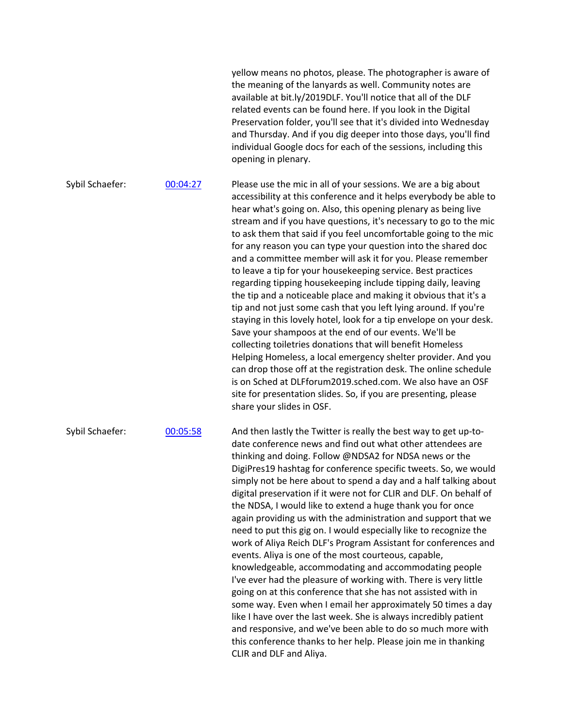yellow means no photos, please. The photographer is aware of the meaning of the lanyards as well. Community notes are available at bit.ly/2019DLF. You'll notice that all of the DLF related events can be found here. If you look in the Digital Preservation folder, you'll see that it's divided into Wednesday and Thursday. And if you dig deeper into those days, you'll find individual Google docs for each of the sessions, including this opening in plenary.

Sybil Schaefer: [00:04:27]

Please use the mic in all of your sessions. We are a big about accessibility at this conference and it helps everybody be able to hear what's going on. Also, this opening plenary as being live stream and if you have questions, it's necessary to go to the mic to ask them that said if you feel uncomfortable going to the mic for any reason you can type your question into the shared doc and a committee member will ask it for you. Please remember to leave a tip for your housekeeping service. Best practices regarding tipping housekeeping include tipping daily, leaving the tip and a noticeable place and making it obvious that it's a tip and not just some cash that you left lying around. If you're staying in this lovely hotel, look for a tip envelope on your desk. Save your shampoos at the end of our events. We'll be collecting toiletries donations that will benefit Homeless Helping Homeless, a local emergency shelter provider. And you can drop those off at the registration desk. The online schedule is on Sched at DLFforum2019.sched.com. We also have an OSF site for presentation slides. So, if you are presenting, please share your slides in OSF.

Sybil Schaefer: [00:05:58]

And then lastly the Twitter is really the best way to get up-to-date conference news and find out what other attendees are thinking and doing. Follow @NDSA2 for NDSA news or the DigiPres19 hashtag for conference specific tweets. So, we would simply not be here about to spend a day and a half talking about digital preservation if it were not for CLIR and DLF. On behalf of the NDSA, I would like to extend a huge thank you for once again providing us with the administration and support that we need to put this gig on. I would especially like to recognize the work of Aliya Reich DLF's Program Assistant for conferences and events. Aliya is one of the most courteous, capable, knowledgeable, accommodating and accommodating people I've ever had the pleasure of working with. There is very little going on at this conference that she has not assisted with in some way. Even when I email her approximately 50 times a day like I have over the last week. She is always incredibly patient and responsive, and we've been able to do so much more with this conference thanks to her help. Please join me in thanking CLIR and DLF and Aliya.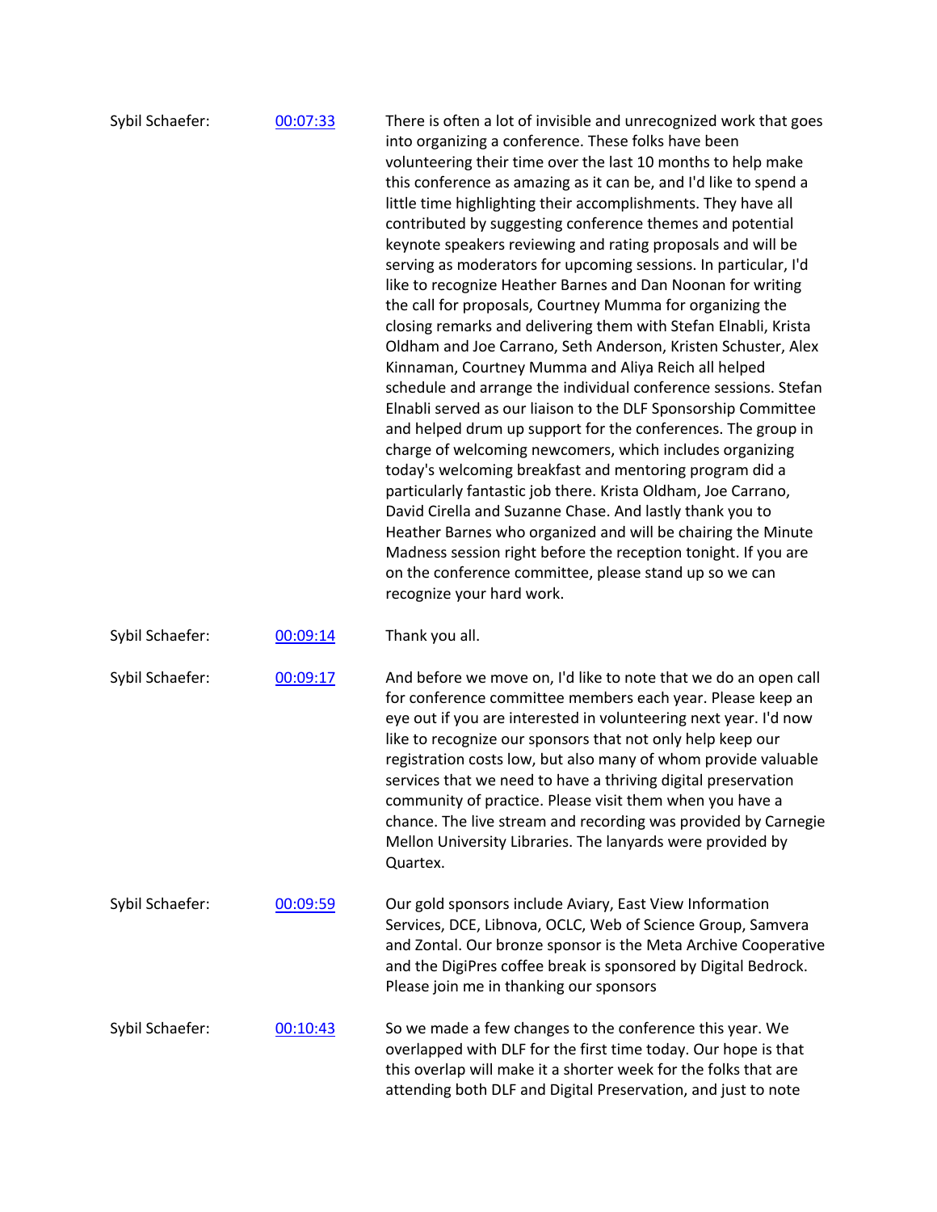| | | |
|---|---|---|
| Sybil Schaefer: | [00:07:33]() | There is often a lot of invisible and unrecognized work that goes into organizing a conference. These folks have been volunteering their time over the last 10 months to help make this conference as amazing as it can be, and I'd like to spend a little time highlighting their accomplishments. They have all contributed by suggesting conference themes and potential keynote speakers reviewing and rating proposals and will be serving as moderators for upcoming sessions. In particular, I'd like to recognize Heather Barnes and Dan Noonan for writing the call for proposals, Courtney Mumma for organizing the closing remarks and delivering them with Stefan Elnabli, Krista Oldham and Joe Carrano, Seth Anderson, Kristen Schuster, Alex Kinnaman, Courtney Mumma and Aliya Reich all helped schedule and arrange the individual conference sessions. Stefan Elnabli served as our liaison to the DLF Sponsorship Committee and helped drum up support for the conferences. The group in charge of welcoming newcomers, which includes organizing today's welcoming breakfast and mentoring program did a particularly fantastic job there. Krista Oldham, Joe Carrano, David Cirella and Suzanne Chase. And lastly thank you to Heather Barnes who organized and will be chairing the Minute Madness session right before the reception tonight. If you are on the conference committee, please stand up so we can recognize your hard work. |
| Sybil Schaefer: | [00:09:14]() | Thank you all. |
| Sybil Schaefer: | [00:09:17]() | And before we move on, I'd like to note that we do an open call for conference committee members each year. Please keep an eye out if you are interested in volunteering next year. I'd now like to recognize our sponsors that not only help keep our registration costs low, but also many of whom provide valuable services that we need to have a thriving digital preservation community of practice. Please visit them when you have a chance. The live stream and recording was provided by Carnegie Mellon University Libraries. The lanyards were provided by Quartex. |
| Sybil Schaefer: | [00:09:59]() | Our gold sponsors include Aviary, East View Information Services, DCE, Libnova, OCLC, Web of Science Group, Samvera and Zontal. Our bronze sponsor is the Meta Archive Cooperative and the DigiPres coffee break is sponsored by Digital Bedrock. Please join me in thanking our sponsors |
| Sybil Schaefer: | [00:10:43]() | So we made a few changes to the conference this year. We overlapped with DLF for the first time today. Our hope is that this overlap will make it a shorter week for the folks that are attending both DLF and Digital Preservation, and just to note |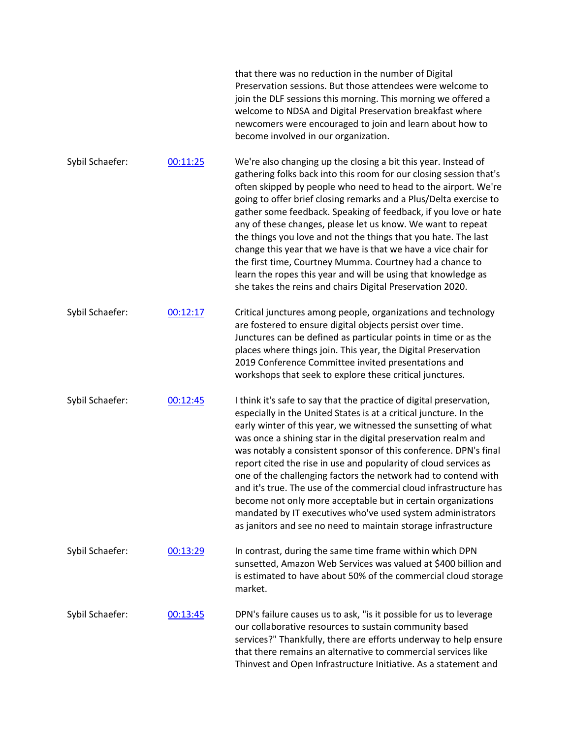that there was no reduction in the number of Digital Preservation sessions. But those attendees were welcome to join the DLF sessions this morning. This morning we offered a welcome to NDSA and Digital Preservation breakfast where newcomers were encouraged to join and learn about how to become involved in our organization.

Sybil Schaefer: [00:11:25] We're also changing up the closing a bit this year. Instead of gathering folks back into this room for our closing session that's often skipped by people who need to head to the airport. We're going to offer brief closing remarks and a Plus/Delta exercise to gather some feedback. Speaking of feedback, if you love or hate any of these changes, please let us know. We want to repeat the things you love and not the things that you hate. The last change this year that we have is that we have a vice chair for the first time, Courtney Mumma. Courtney had a chance to learn the ropes this year and will be using that knowledge as she takes the reins and chairs Digital Preservation 2020.

Sybil Schaefer: [00:12:17] Critical junctures among people, organizations and technology are fostered to ensure digital objects persist over time. Junctures can be defined as particular points in time or as the places where things join. This year, the Digital Preservation 2019 Conference Committee invited presentations and workshops that seek to explore these critical junctures.

Sybil Schaefer: [00:12:45] I think it's safe to say that the practice of digital preservation, especially in the United States is at a critical juncture. In the early winter of this year, we witnessed the sunsetting of what was once a shining star in the digital preservation realm and was notably a consistent sponsor of this conference. DPN's final report cited the rise in use and popularity of cloud services as one of the challenging factors the network had to contend with and it's true. The use of the commercial cloud infrastructure has become not only more acceptable but in certain organizations mandated by IT executives who've used system administrators as janitors and see no need to maintain storage infrastructure

Sybil Schaefer: [00:13:29] In contrast, during the same time frame within which DPN sunsetted, Amazon Web Services was valued at $400 billion and is estimated to have about 50% of the commercial cloud storage market.

Sybil Schaefer: [00:13:45] DPN's failure causes us to ask, "is it possible for us to leverage our collaborative resources to sustain community based services?" Thankfully, there are efforts underway to help ensure that there remains an alternative to commercial services like Thinvest and Open Infrastructure Initiative. As a statement and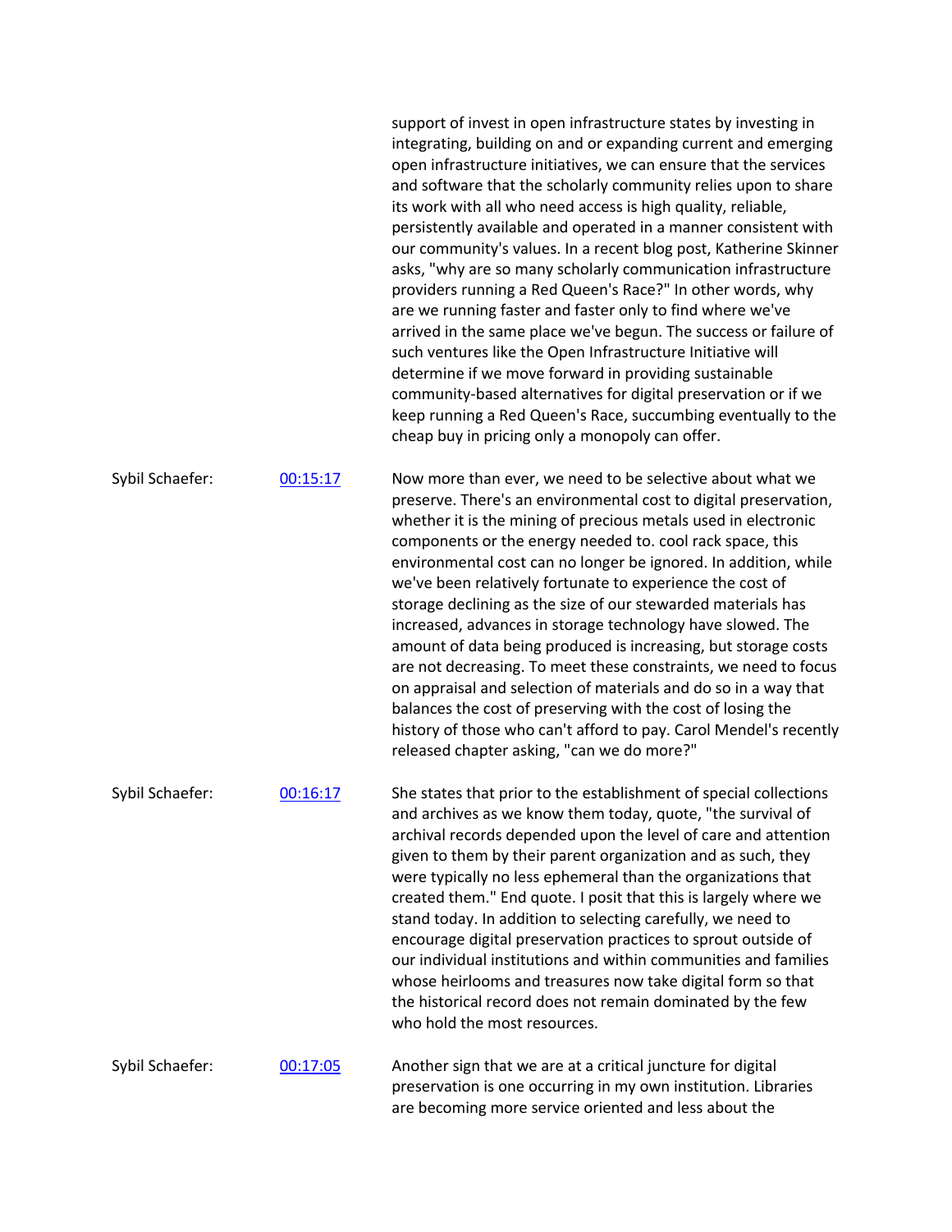support of invest in open infrastructure states by investing in integrating, building on and or expanding current and emerging open infrastructure initiatives, we can ensure that the services and software that the scholarly community relies upon to share its work with all who need access is high quality, reliable, persistently available and operated in a manner consistent with our community's values. In a recent blog post, Katherine Skinner asks, "why are so many scholarly communication infrastructure providers running a Red Queen's Race?" In other words, why are we running faster and faster only to find where we've arrived in the same place we've begun. The success or failure of such ventures like the Open Infrastructure Initiative will determine if we move forward in providing sustainable community-based alternatives for digital preservation or if we keep running a Red Queen's Race, succumbing eventually to the cheap buy in pricing only a monopoly can offer.

Sybil Schaefer: 00:15:17

Now more than ever, we need to be selective about what we preserve. There's an environmental cost to digital preservation, whether it is the mining of precious metals used in electronic components or the energy needed to. cool rack space, this environmental cost can no longer be ignored. In addition, while we've been relatively fortunate to experience the cost of storage declining as the size of our stewarded materials has increased, advances in storage technology have slowed. The amount of data being produced is increasing, but storage costs are not decreasing. To meet these constraints, we need to focus on appraisal and selection of materials and do so in a way that balances the cost of preserving with the cost of losing the history of those who can't afford to pay. Carol Mendel's recently released chapter asking, "can we do more?"

Sybil Schaefer: 00:16:17

She states that prior to the establishment of special collections and archives as we know them today, quote, "the survival of archival records depended upon the level of care and attention given to them by their parent organization and as such, they were typically no less ephemeral than the organizations that created them." End quote. I posit that this is largely where we stand today. In addition to selecting carefully, we need to encourage digital preservation practices to sprout outside of our individual institutions and within communities and families whose heirlooms and treasures now take digital form so that the historical record does not remain dominated by the few who hold the most resources.

Sybil Schaefer: 00:17:05

Another sign that we are at a critical juncture for digital preservation is one occurring in my own institution. Libraries are becoming more service oriented and less about the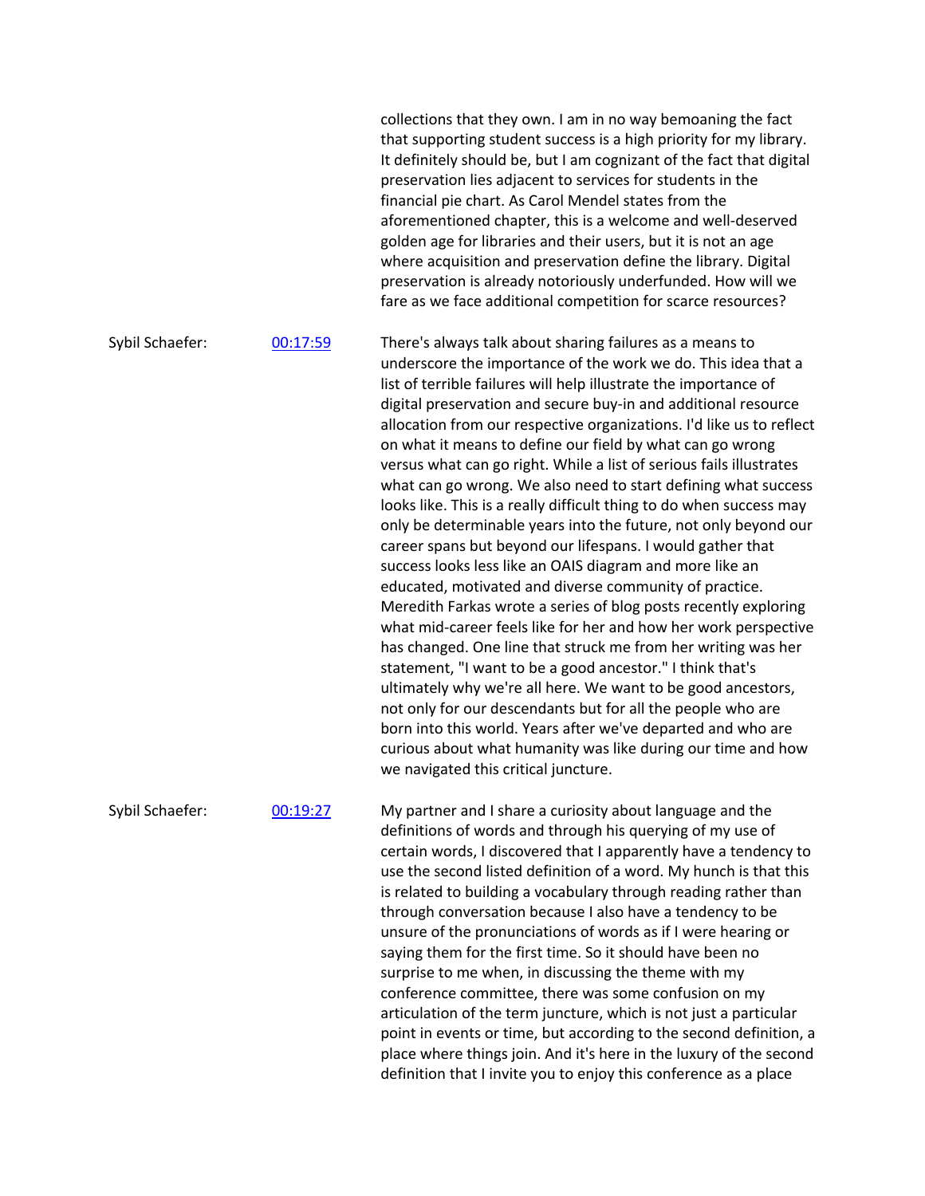collections that they own. I am in no way bemoaning the fact that supporting student success is a high priority for my library. It definitely should be, but I am cognizant of the fact that digital preservation lies adjacent to services for students in the financial pie chart. As Carol Mendel states from the aforementioned chapter, this is a welcome and well-deserved golden age for libraries and their users, but it is not an age where acquisition and preservation define the library. Digital preservation is already notoriously underfunded. How will we fare as we face additional competition for scarce resources?

Sybil Schaefer: [00:17:59]

There's always talk about sharing failures as a means to underscore the importance of the work we do. This idea that a list of terrible failures will help illustrate the importance of digital preservation and secure buy-in and additional resource allocation from our respective organizations. I'd like us to reflect on what it means to define our field by what can go wrong versus what can go right. While a list of serious fails illustrates what can go wrong. We also need to start defining what success looks like. This is a really difficult thing to do when success may only be determinable years into the future, not only beyond our career spans but beyond our lifespans. I would gather that success looks less like an OAIS diagram and more like an educated, motivated and diverse community of practice. Meredith Farkas wrote a series of blog posts recently exploring what mid-career feels like for her and how her work perspective has changed. One line that struck me from her writing was her statement, "I want to be a good ancestor." I think that's ultimately why we're all here. We want to be good ancestors, not only for our descendants but for all the people who are born into this world. Years after we've departed and who are curious about what humanity was like during our time and how we navigated this critical juncture.

Sybil Schaefer: [00:19:27]

My partner and I share a curiosity about language and the definitions of words and through his querying of my use of certain words, I discovered that I apparently have a tendency to use the second listed definition of a word. My hunch is that this is related to building a vocabulary through reading rather than through conversation because I also have a tendency to be unsure of the pronunciations of words as if I were hearing or saying them for the first time. So it should have been no surprise to me when, in discussing the theme with my conference committee, there was some confusion on my articulation of the term juncture, which is not just a particular point in events or time, but according to the second definition, a place where things join. And it's here in the luxury of the second definition that I invite you to enjoy this conference as a place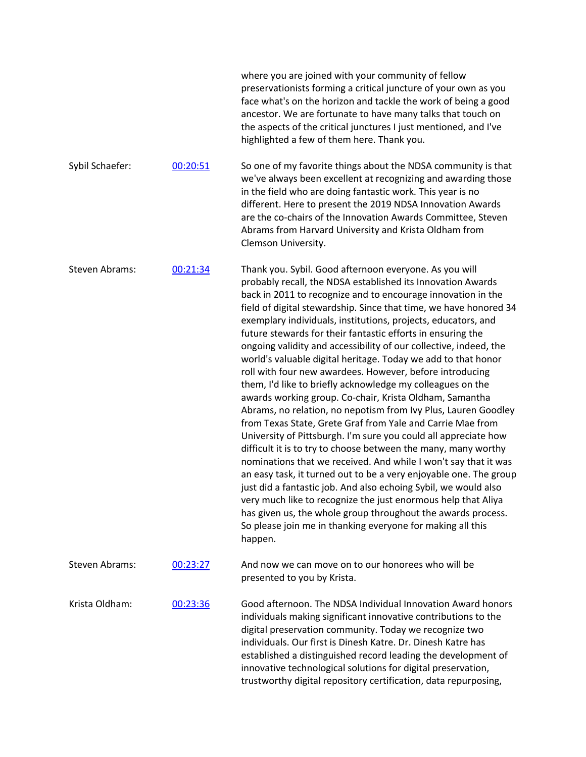where you are joined with your community of fellow preservationists forming a critical juncture of your own as you face what's on the horizon and tackle the work of being a good ancestor. We are fortunate to have many talks that touch on the aspects of the critical junctures I just mentioned, and I've highlighted a few of them here. Thank you.

Sybil Schaefer: [00:20:51] So one of my favorite things about the NDSA community is that we've always been excellent at recognizing and awarding those in the field who are doing fantastic work. This year is no different. Here to present the 2019 NDSA Innovation Awards are the co-chairs of the Innovation Awards Committee, Steven Abrams from Harvard University and Krista Oldham from Clemson University.

Steven Abrams: [00:21:34] Thank you. Sybil. Good afternoon everyone. As you will probably recall, the NDSA established its Innovation Awards back in 2011 to recognize and to encourage innovation in the field of digital stewardship. Since that time, we have honored 34 exemplary individuals, institutions, projects, educators, and future stewards for their fantastic efforts in ensuring the ongoing validity and accessibility of our collective, indeed, the world's valuable digital heritage. Today we add to that honor roll with four new awardees. However, before introducing them, I'd like to briefly acknowledge my colleagues on the awards working group. Co-chair, Krista Oldham, Samantha Abrams, no relation, no nepotism from Ivy Plus, Lauren Goodley from Texas State, Grete Graf from Yale and Carrie Mae from University of Pittsburgh. I'm sure you could all appreciate how difficult it is to try to choose between the many, many worthy nominations that we received. And while I won't say that it was an easy task, it turned out to be a very enjoyable one. The group just did a fantastic job. And also echoing Sybil, we would also very much like to recognize the just enormous help that Aliya has given us, the whole group throughout the awards process. So please join me in thanking everyone for making all this happen.

Steven Abrams: [00:23:27] And now we can move on to our honorees who will be presented to you by Krista.

Krista Oldham: [00:23:36] Good afternoon. The NDSA Individual Innovation Award honors individuals making significant innovative contributions to the digital preservation community. Today we recognize two individuals. Our first is Dinesh Katre. Dr. Dinesh Katre has established a distinguished record leading the development of innovative technological solutions for digital preservation, trustworthy digital repository certification, data repurposing,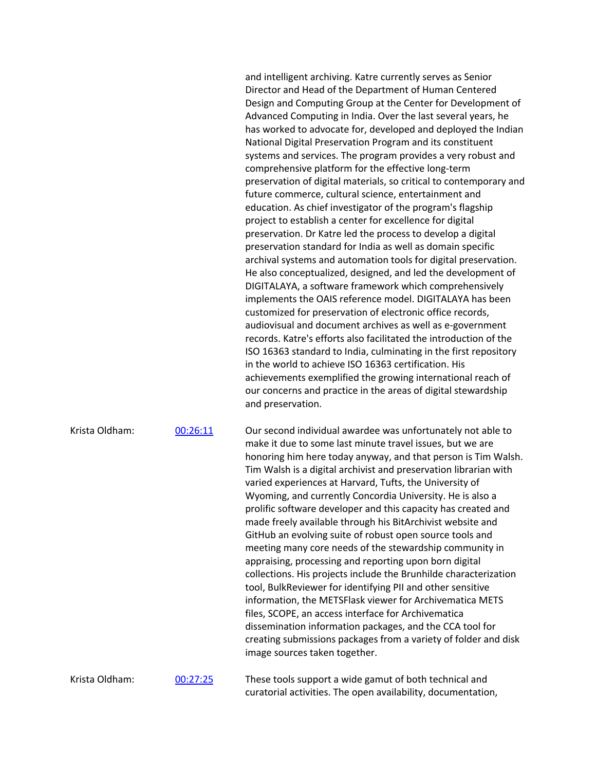and intelligent archiving. Katre currently serves as Senior Director and Head of the Department of Human Centered Design and Computing Group at the Center for Development of Advanced Computing in India. Over the last several years, he has worked to advocate for, developed and deployed the Indian National Digital Preservation Program and its constituent systems and services. The program provides a very robust and comprehensive platform for the effective long-term preservation of digital materials, so critical to contemporary and future commerce, cultural science, entertainment and education. As chief investigator of the program's flagship project to establish a center for excellence for digital preservation. Dr Katre led the process to develop a digital preservation standard for India as well as domain specific archival systems and automation tools for digital preservation. He also conceptualized, designed, and led the development of DIGITALAYA, a software framework which comprehensively implements the OAIS reference model. DIGITALAYA has been customized for preservation of electronic office records, audiovisual and document archives as well as e-government records. Katre's efforts also facilitated the introduction of the ISO 16363 standard to India, culminating in the first repository in the world to achieve ISO 16363 certification. His achievements exemplified the growing international reach of our concerns and practice in the areas of digital stewardship and preservation.

Krista Oldham: [00:26:11]

Our second individual awardee was unfortunately not able to make it due to some last minute travel issues, but we are honoring him here today anyway, and that person is Tim Walsh. Tim Walsh is a digital archivist and preservation librarian with varied experiences at Harvard, Tufts, the University of Wyoming, and currently Concordia University. He is also a prolific software developer and this capacity has created and made freely available through his BitArchivist website and GitHub an evolving suite of robust open source tools and meeting many core needs of the stewardship community in appraising, processing and reporting upon born digital collections. His projects include the Brunhilde characterization tool, BulkReviewer for identifying PII and other sensitive information, the METSFlask viewer for Archivematica METS files, SCOPE, an access interface for Archivematica dissemination information packages, and the CCA tool for creating submissions packages from a variety of folder and disk image sources taken together.

Krista Oldham: [00:27:25]

These tools support a wide gamut of both technical and curatorial activities. The open availability, documentation,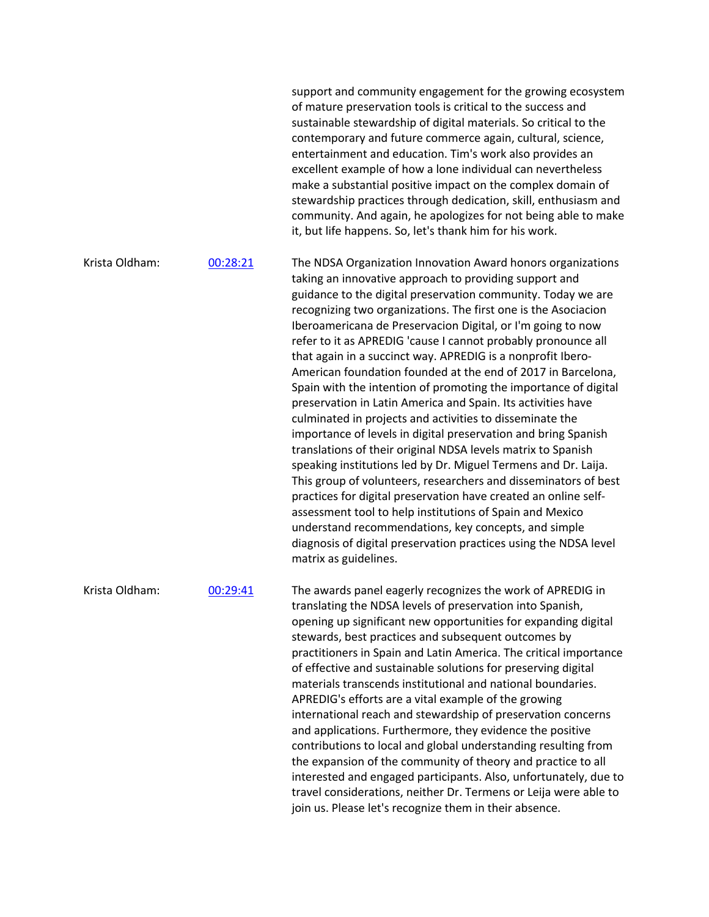support and community engagement for the growing ecosystem of mature preservation tools is critical to the success and sustainable stewardship of digital materials. So critical to the contemporary and future commerce again, cultural, science, entertainment and education. Tim's work also provides an excellent example of how a lone individual can nevertheless make a substantial positive impact on the complex domain of stewardship practices through dedication, skill, enthusiasm and community. And again, he apologizes for not being able to make it, but life happens. So, let's thank him for his work.

Krista Oldham: [00:28:21]

The NDSA Organization Innovation Award honors organizations taking an innovative approach to providing support and guidance to the digital preservation community. Today we are recognizing two organizations. The first one is the Asociacion Iberoamericana de Preservacion Digital, or I'm going to now refer to it as APREDIG 'cause I cannot probably pronounce all that again in a succinct way. APREDIG is a nonprofit Ibero-American foundation founded at the end of 2017 in Barcelona, Spain with the intention of promoting the importance of digital preservation in Latin America and Spain. Its activities have culminated in projects and activities to disseminate the importance of levels in digital preservation and bring Spanish translations of their original NDSA levels matrix to Spanish speaking institutions led by Dr. Miguel Termens and Dr. Laija. This group of volunteers, researchers and disseminators of best practices for digital preservation have created an online self-assessment tool to help institutions of Spain and Mexico understand recommendations, key concepts, and simple diagnosis of digital preservation practices using the NDSA level matrix as guidelines.

Krista Oldham: [00:29:41]

The awards panel eagerly recognizes the work of APREDIG in translating the NDSA levels of preservation into Spanish, opening up significant new opportunities for expanding digital stewards, best practices and subsequent outcomes by practitioners in Spain and Latin America. The critical importance of effective and sustainable solutions for preserving digital materials transcends institutional and national boundaries. APREDIG's efforts are a vital example of the growing international reach and stewardship of preservation concerns and applications. Furthermore, they evidence the positive contributions to local and global understanding resulting from the expansion of the community of theory and practice to all interested and engaged participants. Also, unfortunately, due to travel considerations, neither Dr. Termens or Leija were able to join us. Please let's recognize them in their absence.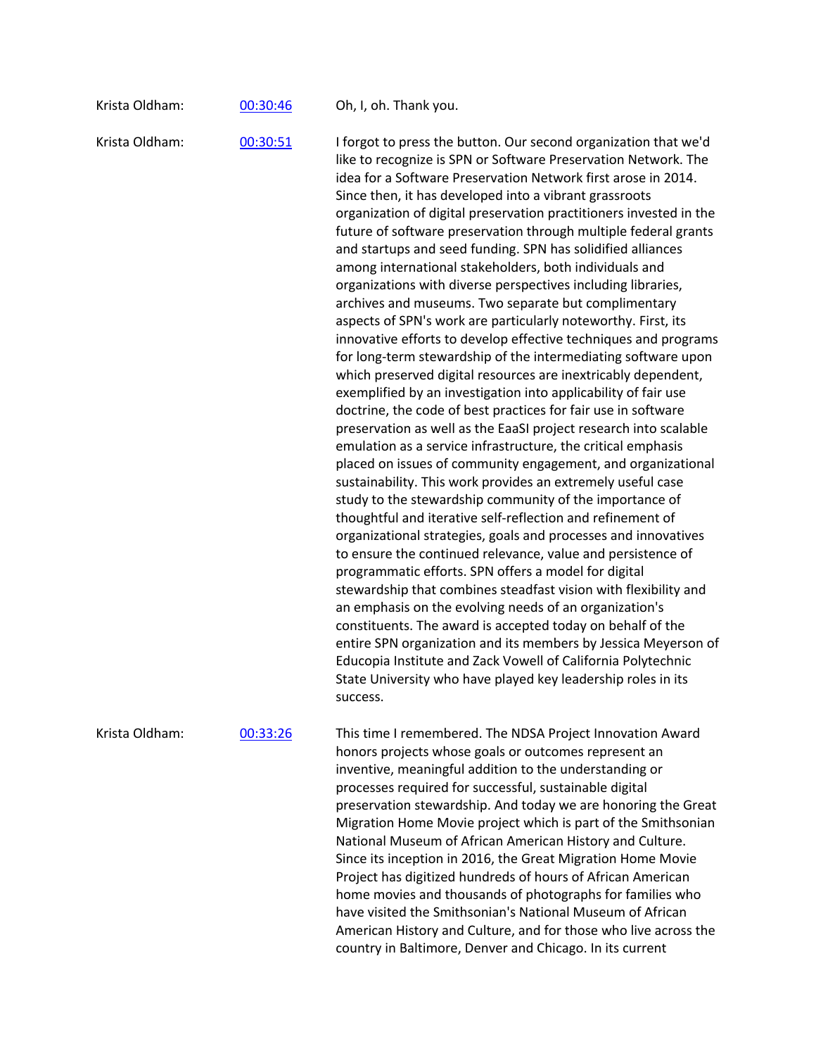Krista Oldham: 00:30:46 Oh, I, oh. Thank you.

Krista Oldham: 00:30:51 I forgot to press the button. Our second organization that we'd like to recognize is SPN or Software Preservation Network. The idea for a Software Preservation Network first arose in 2014. Since then, it has developed into a vibrant grassroots organization of digital preservation practitioners invested in the future of software preservation through multiple federal grants and startups and seed funding. SPN has solidified alliances among international stakeholders, both individuals and organizations with diverse perspectives including libraries, archives and museums. Two separate but complimentary aspects of SPN's work are particularly noteworthy. First, its innovative efforts to develop effective techniques and programs for long-term stewardship of the intermediating software upon which preserved digital resources are inextricably dependent, exemplified by an investigation into applicability of fair use doctrine, the code of best practices for fair use in software preservation as well as the EaaSI project research into scalable emulation as a service infrastructure, the critical emphasis placed on issues of community engagement, and organizational sustainability. This work provides an extremely useful case study to the stewardship community of the importance of thoughtful and iterative self-reflection and refinement of organizational strategies, goals and processes and innovatives to ensure the continued relevance, value and persistence of programmatic efforts. SPN offers a model for digital stewardship that combines steadfast vision with flexibility and an emphasis on the evolving needs of an organization's constituents. The award is accepted today on behalf of the entire SPN organization and its members by Jessica Meyerson of Educopia Institute and Zack Vowell of California Polytechnic State University who have played key leadership roles in its success.

Krista Oldham: 00:33:26 This time I remembered. The NDSA Project Innovation Award honors projects whose goals or outcomes represent an inventive, meaningful addition to the understanding or processes required for successful, sustainable digital preservation stewardship. And today we are honoring the Great Migration Home Movie project which is part of the Smithsonian National Museum of African American History and Culture. Since its inception in 2016, the Great Migration Home Movie Project has digitized hundreds of hours of African American home movies and thousands of photographs for families who have visited the Smithsonian's National Museum of African American History and Culture, and for those who live across the country in Baltimore, Denver and Chicago. In its current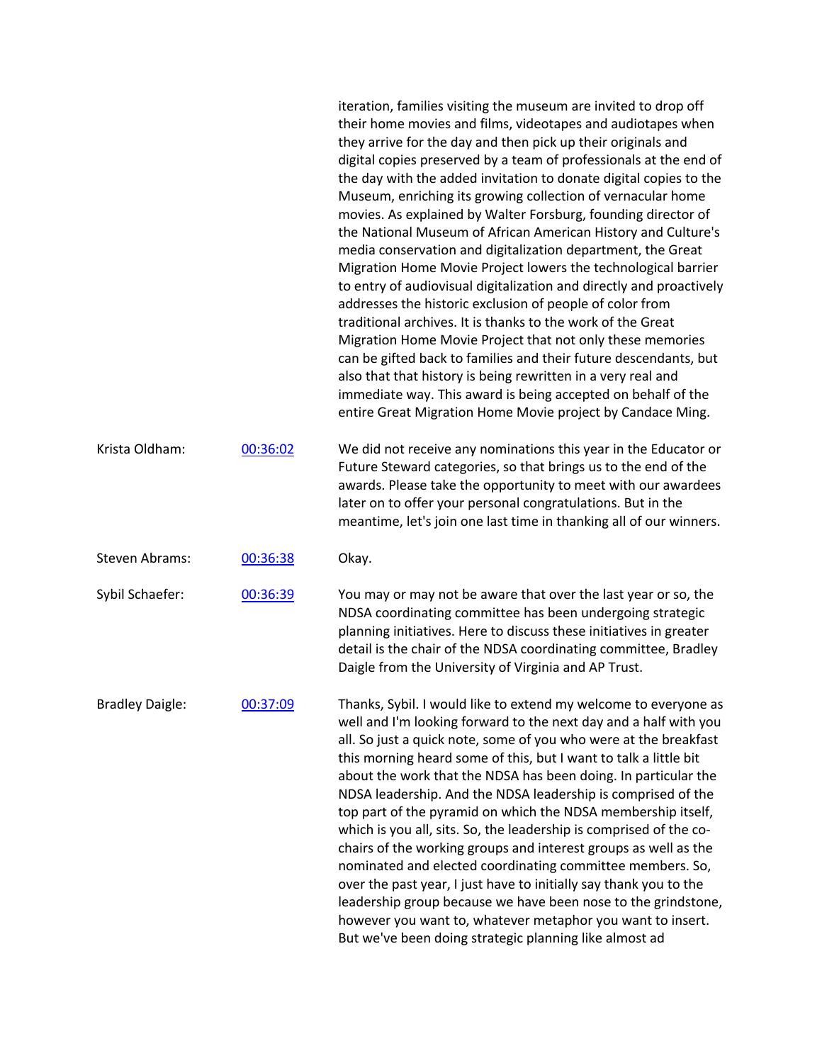iteration, families visiting the museum are invited to drop off their home movies and films, videotapes and audiotapes when they arrive for the day and then pick up their originals and digital copies preserved by a team of professionals at the end of the day with the added invitation to donate digital copies to the Museum, enriching its growing collection of vernacular home movies. As explained by Walter Forsburg, founding director of the National Museum of African American History and Culture's media conservation and digitalization department, the Great Migration Home Movie Project lowers the technological barrier to entry of audiovisual digitalization and directly and proactively addresses the historic exclusion of people of color from traditional archives. It is thanks to the work of the Great Migration Home Movie Project that not only these memories can be gifted back to families and their future descendants, but also that that history is being rewritten in a very real and immediate way. This award is being accepted on behalf of the entire Great Migration Home Movie project by Candace Ming.

| | | |
|---|---|---|
| Krista Oldham: | 00:36:02 | We did not receive any nominations this year in the Educator or Future Steward categories, so that brings us to the end of the awards. Please take the opportunity to meet with our awardees later on to offer your personal congratulations. But in the meantime, let's join one last time in thanking all of our winners. |
| Steven Abrams: | 00:36:38 | Okay. |
| Sybil Schaefer: | 00:36:39 | You may or may not be aware that over the last year or so, the NDSA coordinating committee has been undergoing strategic planning initiatives. Here to discuss these initiatives in greater detail is the chair of the NDSA coordinating committee, Bradley Daigle from the University of Virginia and AP Trust. |
| Bradley Daigle: | 00:37:09 | Thanks, Sybil. I would like to extend my welcome to everyone as well and I'm looking forward to the next day and a half with you all. So just a quick note, some of you who were at the breakfast this morning heard some of this, but I want to talk a little bit about the work that the NDSA has been doing. In particular the NDSA leadership. And the NDSA leadership is comprised of the top part of the pyramid on which the NDSA membership itself, which is you all, sits. So, the leadership is comprised of the co-chairs of the working groups and interest groups as well as the nominated and elected coordinating committee members. So, over the past year, I just have to initially say thank you to the leadership group because we have been nose to the grindstone, however you want to, whatever metaphor you want to insert. But we've been doing strategic planning like almost ad |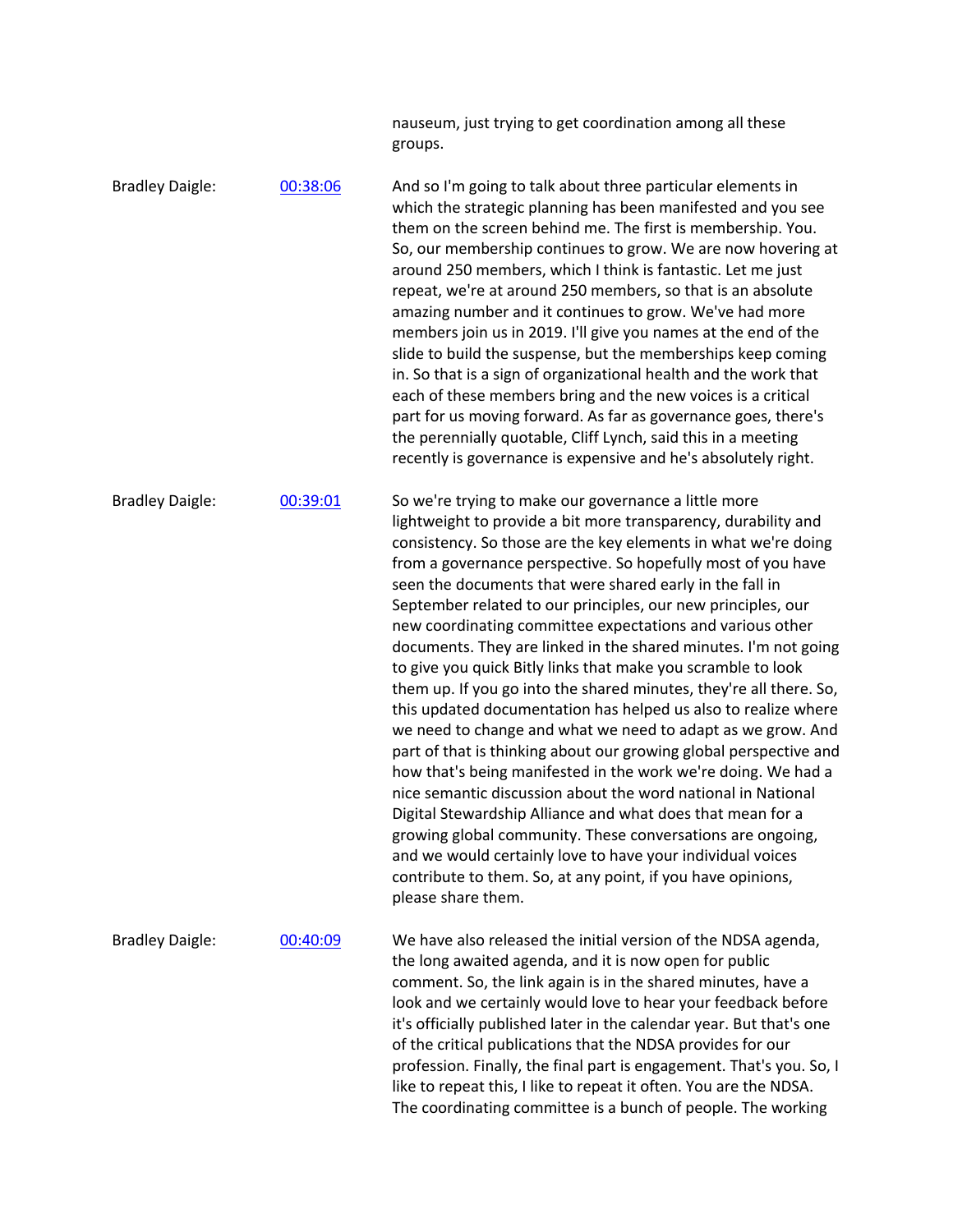nauseum, just trying to get coordination among all these groups.

Bradley Daigle: [00:38:06](#)

And so I'm going to talk about three particular elements in which the strategic planning has been manifested and you see them on the screen behind me. The first is membership. You. So, our membership continues to grow. We are now hovering at around 250 members, which I think is fantastic. Let me just repeat, we're at around 250 members, so that is an absolute amazing number and it continues to grow. We've had more members join us in 2019. I'll give you names at the end of the slide to build the suspense, but the memberships keep coming in. So that is a sign of organizational health and the work that each of these members bring and the new voices is a critical part for us moving forward. As far as governance goes, there's the perennially quotable, Cliff Lynch, said this in a meeting recently is governance is expensive and he's absolutely right.

Bradley Daigle: [00:39:01](#)

So we're trying to make our governance a little more lightweight to provide a bit more transparency, durability and consistency. So those are the key elements in what we're doing from a governance perspective. So hopefully most of you have seen the documents that were shared early in the fall in September related to our principles, our new principles, our new coordinating committee expectations and various other documents. They are linked in the shared minutes. I'm not going to give you quick Bitly links that make you scramble to look them up. If you go into the shared minutes, they're all there. So, this updated documentation has helped us also to realize where we need to change and what we need to adapt as we grow. And part of that is thinking about our growing global perspective and how that's being manifested in the work we're doing. We had a nice semantic discussion about the word national in National Digital Stewardship Alliance and what does that mean for a growing global community. These conversations are ongoing, and we would certainly love to have your individual voices contribute to them. So, at any point, if you have opinions, please share them.

Bradley Daigle: [00:40:09](#)

We have also released the initial version of the NDSA agenda, the long awaited agenda, and it is now open for public comment. So, the link again is in the shared minutes, have a look and we certainly would love to hear your feedback before it's officially published later in the calendar year. But that's one of the critical publications that the NDSA provides for our profession. Finally, the final part is engagement. That's you. So, I like to repeat this, I like to repeat it often. You are the NDSA. The coordinating committee is a bunch of people. The working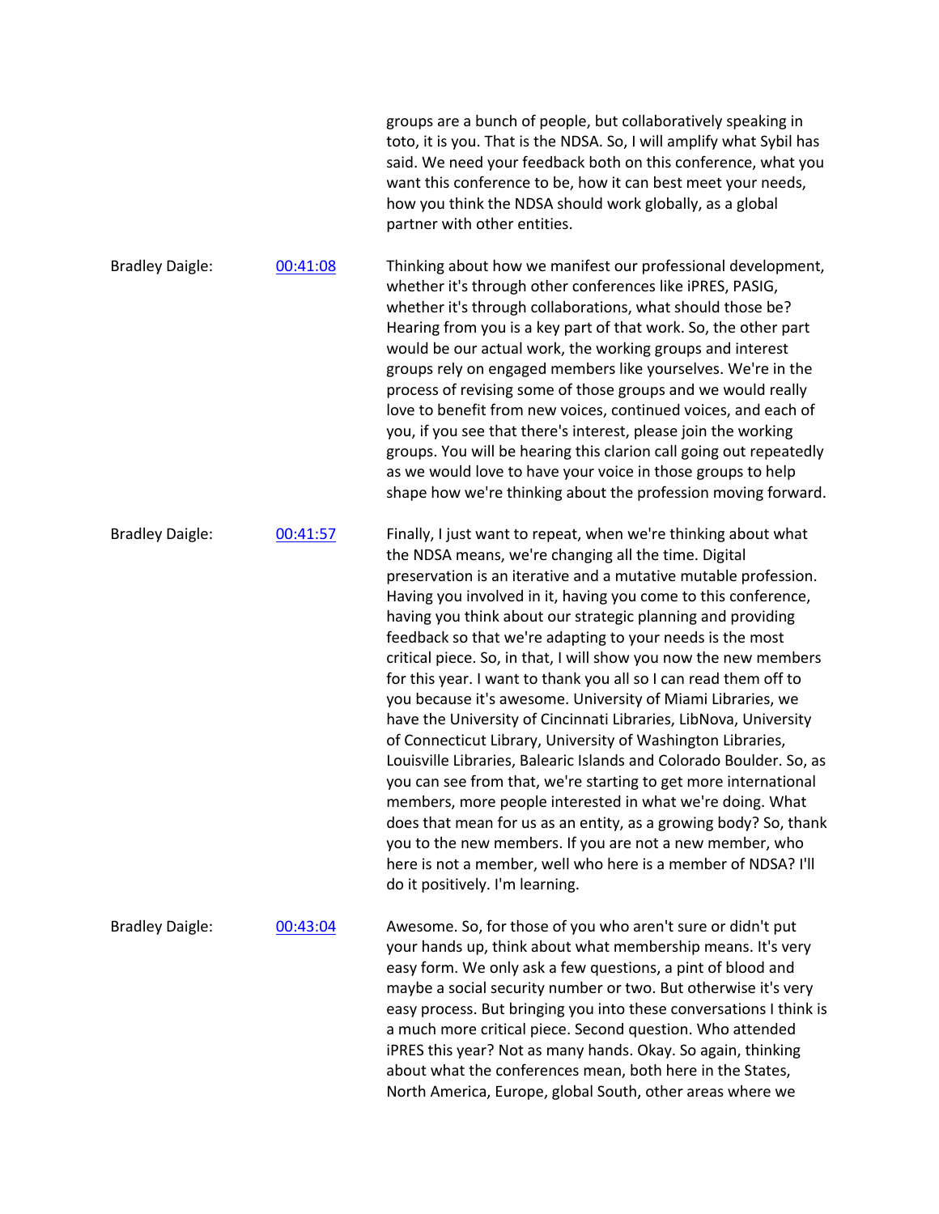groups are a bunch of people, but collaboratively speaking in toto, it is you. That is the NDSA. So, I will amplify what Sybil has said. We need your feedback both on this conference, what you want this conference to be, how it can best meet your needs, how you think the NDSA should work globally, as a global partner with other entities.

Bradley Daigle: [00:41:08] Thinking about how we manifest our professional development, whether it's through other conferences like iPRES, PASIG, whether it's through collaborations, what should those be? Hearing from you is a key part of that work. So, the other part would be our actual work, the working groups and interest groups rely on engaged members like yourselves. We're in the process of revising some of those groups and we would really love to benefit from new voices, continued voices, and each of you, if you see that there's interest, please join the working groups. You will be hearing this clarion call going out repeatedly as we would love to have your voice in those groups to help shape how we're thinking about the profession moving forward.

Bradley Daigle: [00:41:57] Finally, I just want to repeat, when we're thinking about what the NDSA means, we're changing all the time. Digital preservation is an iterative and a mutative mutable profession. Having you involved in it, having you come to this conference, having you think about our strategic planning and providing feedback so that we're adapting to your needs is the most critical piece. So, in that, I will show you now the new members for this year. I want to thank you all so I can read them off to you because it's awesome. University of Miami Libraries, we have the University of Cincinnati Libraries, LibNova, University of Connecticut Library, University of Washington Libraries, Louisville Libraries, Balearic Islands and Colorado Boulder. So, as you can see from that, we're starting to get more international members, more people interested in what we're doing. What does that mean for us as an entity, as a growing body? So, thank you to the new members. If you are not a new member, who here is not a member, well who here is a member of NDSA? I'll do it positively. I'm learning.

Bradley Daigle: [00:43:04] Awesome. So, for those of you who aren't sure or didn't put your hands up, think about what membership means. It's very easy form. We only ask a few questions, a pint of blood and maybe a social security number or two. But otherwise it's very easy process. But bringing you into these conversations I think is a much more critical piece. Second question. Who attended iPRES this year? Not as many hands. Okay. So again, thinking about what the conferences mean, both here in the States, North America, Europe, global South, other areas where we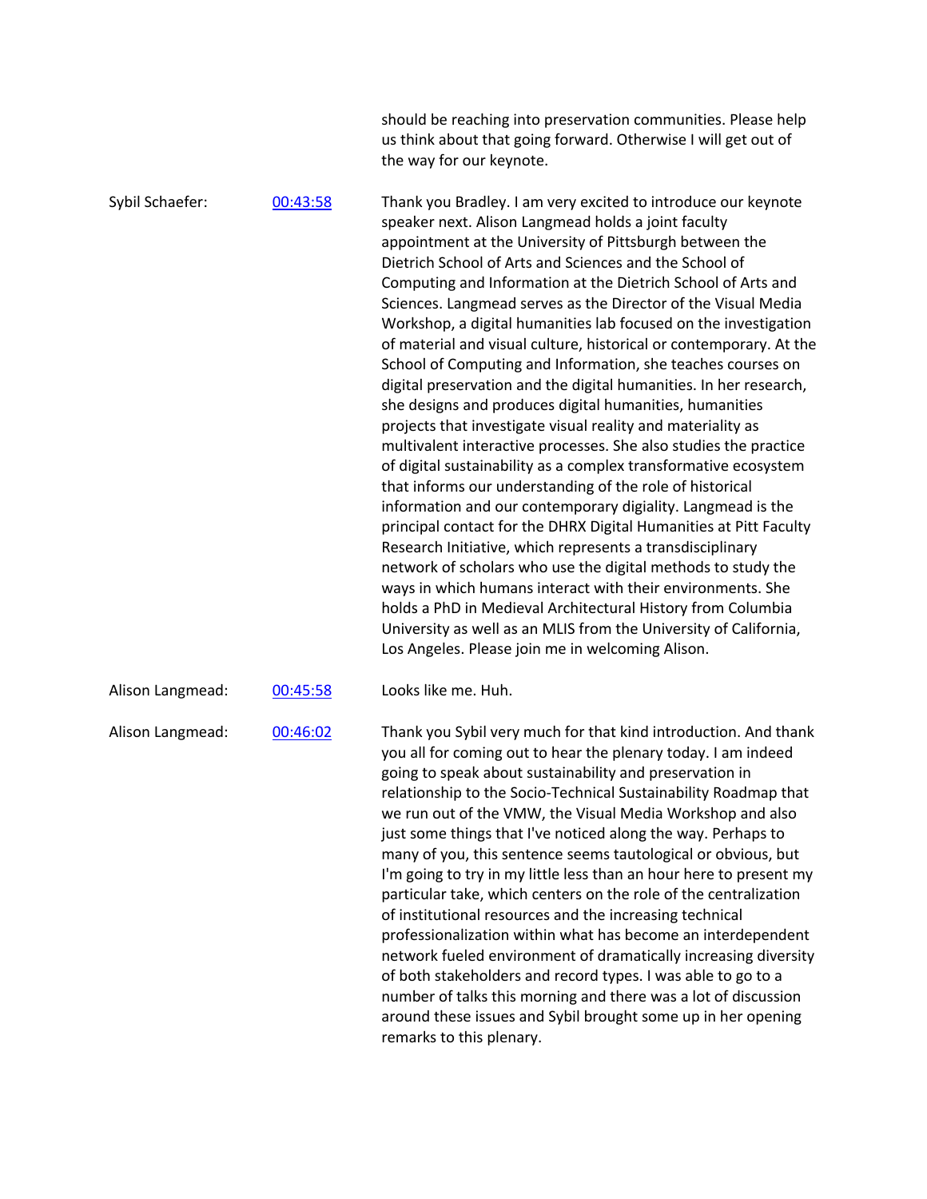should be reaching into preservation communities. Please help us think about that going forward. Otherwise I will get out of the way for our keynote.

**Sybil Schaefer:** [00:43:58](#)

Thank you Bradley. I am very excited to introduce our keynote speaker next. Alison Langmead holds a joint faculty appointment at the University of Pittsburgh between the Dietrich School of Arts and Sciences and the School of Computing and Information at the Dietrich School of Arts and Sciences. Langmead serves as the Director of the Visual Media Workshop, a digital humanities lab focused on the investigation of material and visual culture, historical or contemporary. At the School of Computing and Information, she teaches courses on digital preservation and the digital humanities. In her research, she designs and produces digital humanities, humanities projects that investigate visual reality and materiality as multivalent interactive processes. She also studies the practice of digital sustainability as a complex transformative ecosystem that informs our understanding of the role of historical information and our contemporary digiality. Langmead is the principal contact for the DHRX Digital Humanities at Pitt Faculty Research Initiative, which represents a transdisciplinary network of scholars who use the digital methods to study the ways in which humans interact with their environments. She holds a PhD in Medieval Architectural History from Columbia University as well as an MLIS from the University of California, Los Angeles. Please join me in welcoming Alison.

**Alison Langmead:** [00:45:58](#)

Looks like me. Huh.

**Alison Langmead:** [00:46:02](#)

Thank you Sybil very much for that kind introduction. And thank you all for coming out to hear the plenary today. I am indeed going to speak about sustainability and preservation in relationship to the Socio-Technical Sustainability Roadmap that we run out of the VMW, the Visual Media Workshop and also just some things that I've noticed along the way. Perhaps to many of you, this sentence seems tautological or obvious, but I'm going to try in my little less than an hour here to present my particular take, which centers on the role of the centralization of institutional resources and the increasing technical professionalization within what has become an interdependent network fueled environment of dramatically increasing diversity of both stakeholders and record types. I was able to go to a number of talks this morning and there was a lot of discussion around these issues and Sybil brought some up in her opening remarks to this plenary.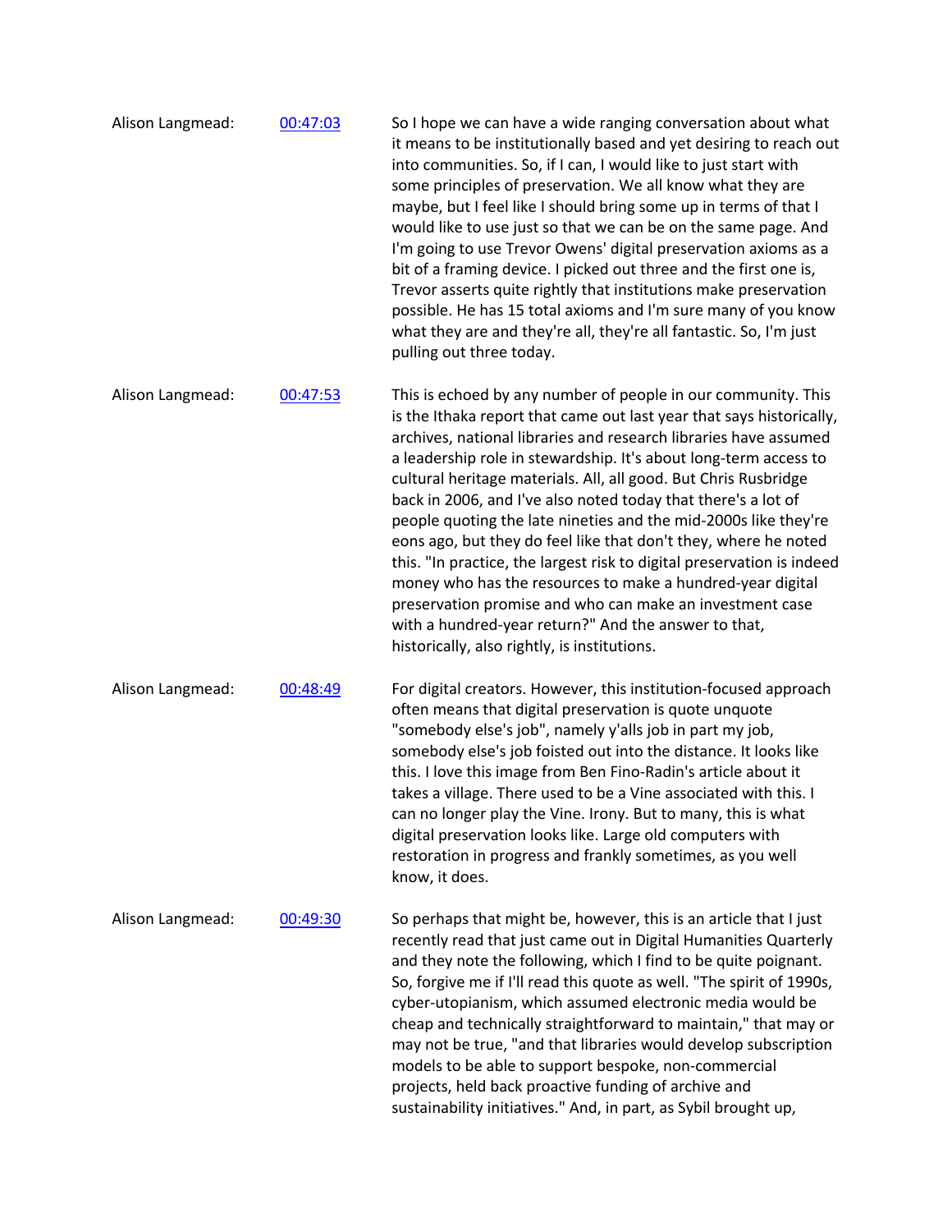Alison Langmead: 00:47:03

So I hope we can have a wide ranging conversation about what it means to be institutionally based and yet desiring to reach out into communities. So, if I can, I would like to just start with some principles of preservation. We all know what they are maybe, but I feel like I should bring some up in terms of that I would like to use just so that we can be on the same page. And I'm going to use Trevor Owens' digital preservation axioms as a bit of a framing device. I picked out three and the first one is, Trevor asserts quite rightly that institutions make preservation possible. He has 15 total axioms and I'm sure many of you know what they are and they're all, they're all fantastic. So, I'm just pulling out three today.

Alison Langmead: 00:47:53

This is echoed by any number of people in our community. This is the Ithaka report that came out last year that says historically, archives, national libraries and research libraries have assumed a leadership role in stewardship. It's about long-term access to cultural heritage materials. All, all good. But Chris Rusbridge back in 2006, and I've also noted today that there's a lot of people quoting the late nineties and the mid-2000s like they're eons ago, but they do feel like that don't they, where he noted this. "In practice, the largest risk to digital preservation is indeed money who has the resources to make a hundred-year digital preservation promise and who can make an investment case with a hundred-year return?" And the answer to that, historically, also rightly, is institutions.

Alison Langmead: 00:48:49

For digital creators. However, this institution-focused approach often means that digital preservation is quote unquote "somebody else's job", namely y'alls job in part my job, somebody else's job foisted out into the distance. It looks like this. I love this image from Ben Fino-Radin's article about it takes a village. There used to be a Vine associated with this. I can no longer play the Vine. Irony. But to many, this is what digital preservation looks like. Large old computers with restoration in progress and frankly sometimes, as you well know, it does.

Alison Langmead: 00:49:30

So perhaps that might be, however, this is an article that I just recently read that just came out in Digital Humanities Quarterly and they note the following, which I find to be quite poignant. So, forgive me if I'll read this quote as well. "The spirit of 1990s, cyber-utopianism, which assumed electronic media would be cheap and technically straightforward to maintain," that may or may not be true, "and that libraries would develop subscription models to be able to support bespoke, non-commercial projects, held back proactive funding of archive and sustainability initiatives." And, in part, as Sybil brought up,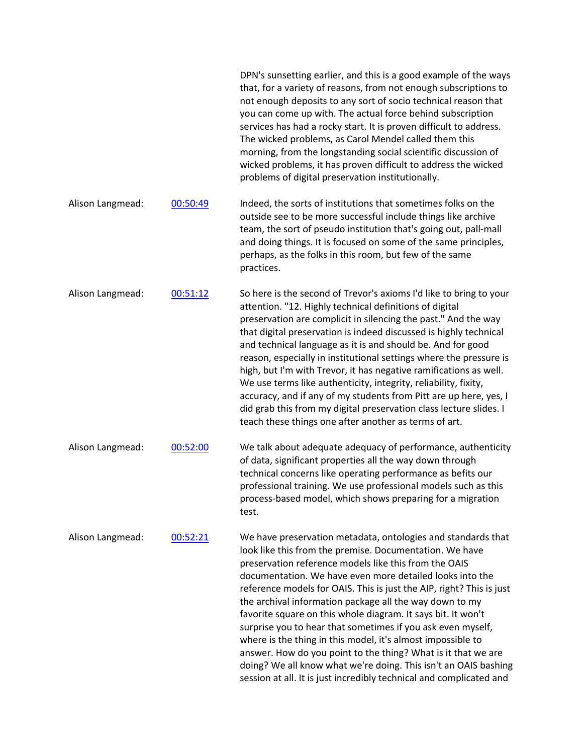DPN's sunsetting earlier, and this is a good example of the ways that, for a variety of reasons, from not enough subscriptions to not enough deposits to any sort of socio technical reason that you can come up with. The actual force behind subscription services has had a rocky start. It is proven difficult to address. The wicked problems, as Carol Mendel called them this morning, from the longstanding social scientific discussion of wicked problems, it has proven difficult to address the wicked problems of digital preservation institutionally.

Alison Langmead: [00:50:49](#) Indeed, the sorts of institutions that sometimes folks on the outside see to be more successful include things like archive team, the sort of pseudo institution that's going out, pall-mall and doing things. It is focused on some of the same principles, perhaps, as the folks in this room, but few of the same practices.

Alison Langmead: [00:51:12](#) So here is the second of Trevor's axioms I'd like to bring to your attention. "12. Highly technical definitions of digital preservation are complicit in silencing the past." And the way that digital preservation is indeed discussed is highly technical and technical language as it is and should be. And for good reason, especially in institutional settings where the pressure is high, but I'm with Trevor, it has negative ramifications as well. We use terms like authenticity, integrity, reliability, fixity, accuracy, and if any of my students from Pitt are up here, yes, I did grab this from my digital preservation class lecture slides. I teach these things one after another as terms of art.

Alison Langmead: [00:52:00](#) We talk about adequate adequacy of performance, authenticity of data, significant properties all the way down through technical concerns like operating performance as befits our professional training. We use professional models such as this process-based model, which shows preparing for a migration test.

Alison Langmead: [00:52:21](#) We have preservation metadata, ontologies and standards that look like this from the premise. Documentation. We have preservation reference models like this from the OAIS documentation. We have even more detailed looks into the reference models for OAIS. This is just the AIP, right? This is just the archival information package all the way down to my favorite square on this whole diagram. It says bit. It won't surprise you to hear that sometimes if you ask even myself, where is the thing in this model, it's almost impossible to answer. How do you point to the thing? What is it that we are doing? We all know what we're doing. This isn't an OAIS bashing session at all. It is just incredibly technical and complicated and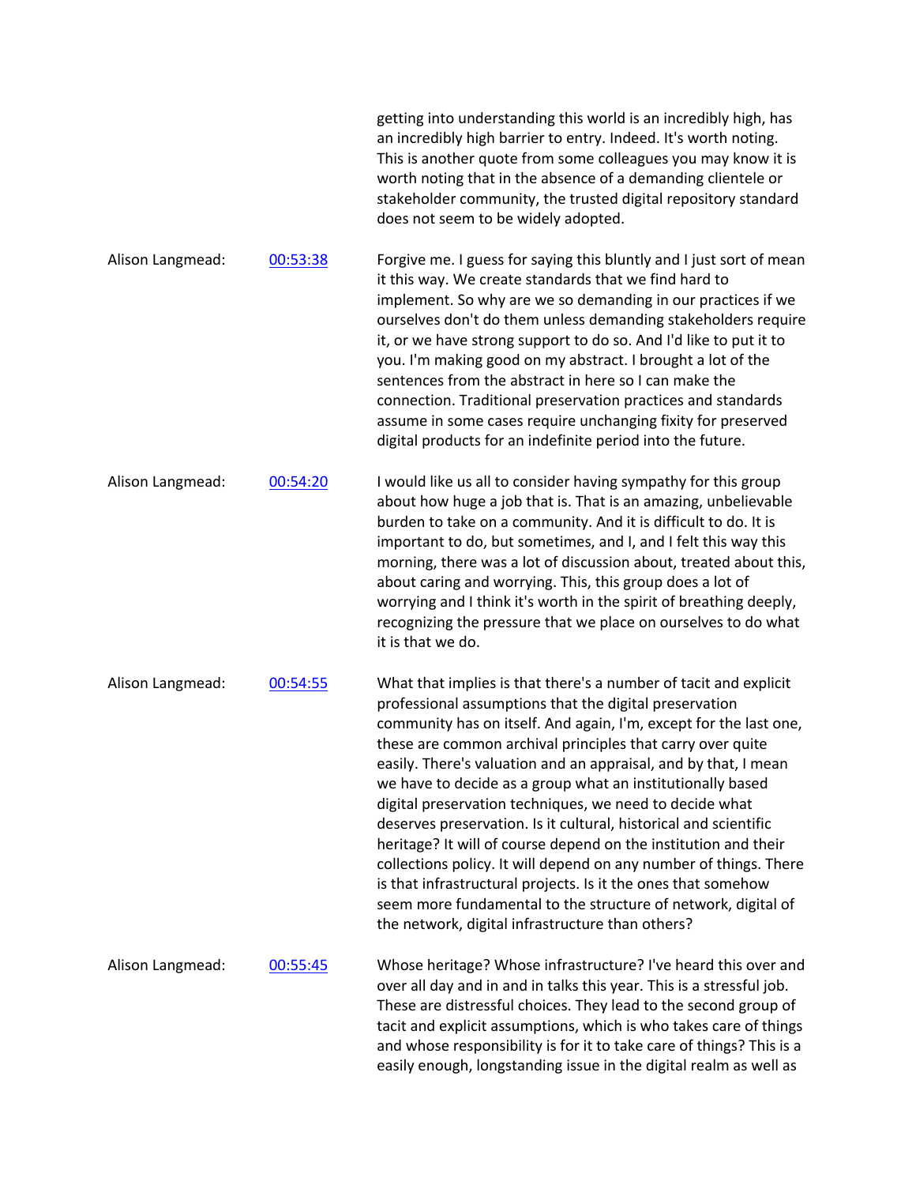getting into understanding this world is an incredibly high, has an incredibly high barrier to entry. Indeed. It's worth noting. This is another quote from some colleagues you may know it is worth noting that in the absence of a demanding clientele or stakeholder community, the trusted digital repository standard does not seem to be widely adopted.

Alison Langmead: [00:53:38](#)

Forgive me. I guess for saying this bluntly and I just sort of mean it this way. We create standards that we find hard to implement. So why are we so demanding in our practices if we ourselves don't do them unless demanding stakeholders require it, or we have strong support to do so. And I'd like to put it to you. I'm making good on my abstract. I brought a lot of the sentences from the abstract in here so I can make the connection. Traditional preservation practices and standards assume in some cases require unchanging fixity for preserved digital products for an indefinite period into the future.

Alison Langmead: [00:54:20](#)

I would like us all to consider having sympathy for this group about how huge a job that is. That is an amazing, unbelievable burden to take on a community. And it is difficult to do. It is important to do, but sometimes, and I, and I felt this way this morning, there was a lot of discussion about, treated about this, about caring and worrying. This, this group does a lot of worrying and I think it's worth in the spirit of breathing deeply, recognizing the pressure that we place on ourselves to do what it is that we do.

Alison Langmead: [00:54:55](#)

What that implies is that there's a number of tacit and explicit professional assumptions that the digital preservation community has on itself. And again, I'm, except for the last one, these are common archival principles that carry over quite easily. There's valuation and an appraisal, and by that, I mean we have to decide as a group what an institutionally based digital preservation techniques, we need to decide what deserves preservation. Is it cultural, historical and scientific heritage? It will of course depend on the institution and their collections policy. It will depend on any number of things. There is that infrastructural projects. Is it the ones that somehow seem more fundamental to the structure of network, digital of the network, digital infrastructure than others?

Alison Langmead: [00:55:45](#)

Whose heritage? Whose infrastructure? I've heard this over and over all day and in and in talks this year. This is a stressful job. These are distressful choices. They lead to the second group of tacit and explicit assumptions, which is who takes care of things and whose responsibility is for it to take care of things? This is a easily enough, longstanding issue in the digital realm as well as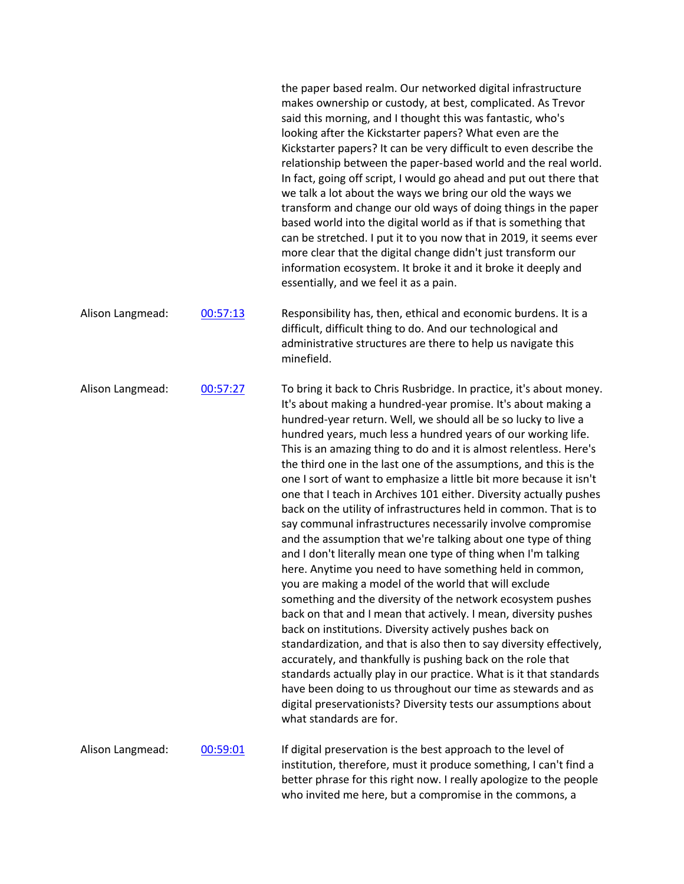the paper based realm. Our networked digital infrastructure makes ownership or custody, at best, complicated. As Trevor said this morning, and I thought this was fantastic, who's looking after the Kickstarter papers? What even are the Kickstarter papers? It can be very difficult to even describe the relationship between the paper-based world and the real world. In fact, going off script, I would go ahead and put out there that we talk a lot about the ways we bring our old the ways we transform and change our old ways of doing things in the paper based world into the digital world as if that is something that can be stretched. I put it to you now that in 2019, it seems ever more clear that the digital change didn't just transform our information ecosystem. It broke it and it broke it deeply and essentially, and we feel it as a pain.

Alison Langmead: [00:57:13]

Responsibility has, then, ethical and economic burdens. It is a difficult, difficult thing to do. And our technological and administrative structures are there to help us navigate this minefield.

Alison Langmead: [00:57:27]

To bring it back to Chris Rusbridge. In practice, it's about money. It's about making a hundred-year promise. It's about making a hundred-year return. Well, we should all be so lucky to live a hundred years, much less a hundred years of our working life. This is an amazing thing to do and it is almost relentless. Here's the third one in the last one of the assumptions, and this is the one I sort of want to emphasize a little bit more because it isn't one that I teach in Archives 101 either. Diversity actually pushes back on the utility of infrastructures held in common. That is to say communal infrastructures necessarily involve compromise and the assumption that we're talking about one type of thing and I don't literally mean one type of thing when I'm talking here. Anytime you need to have something held in common, you are making a model of the world that will exclude something and the diversity of the network ecosystem pushes back on that and I mean that actively. I mean, diversity pushes back on institutions. Diversity actively pushes back on standardization, and that is also then to say diversity effectively, accurately, and thankfully is pushing back on the role that standards actually play in our practice. What is it that standards have been doing to us throughout our time as stewards and as digital preservationists? Diversity tests our assumptions about what standards are for.

Alison Langmead: [00:59:01]

If digital preservation is the best approach to the level of institution, therefore, must it produce something, I can't find a better phrase for this right now. I really apologize to the people who invited me here, but a compromise in the commons, a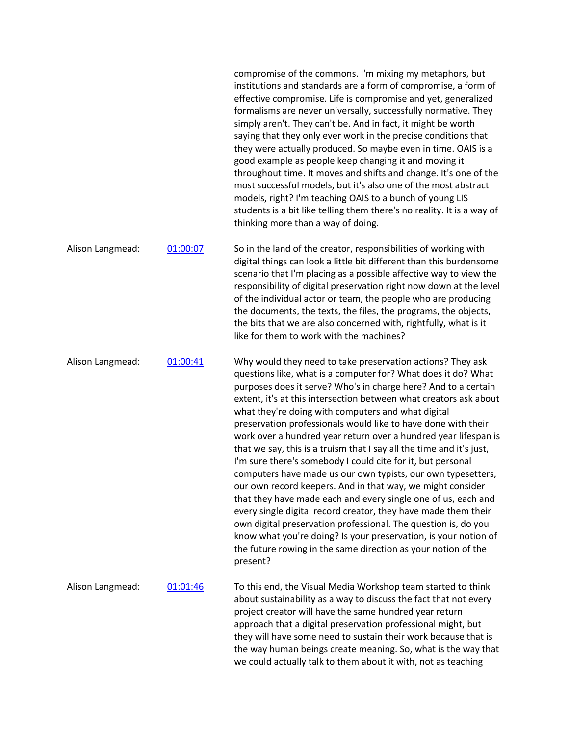compromise of the commons. I'm mixing my metaphors, but institutions and standards are a form of compromise, a form of effective compromise. Life is compromise and yet, generalized formalisms are never universally, successfully normative. They simply aren't. They can't be. And in fact, it might be worth saying that they only ever work in the precise conditions that they were actually produced. So maybe even in time. OAIS is a good example as people keep changing it and moving it throughout time. It moves and shifts and change. It's one of the most successful models, but it's also one of the most abstract models, right? I'm teaching OAIS to a bunch of young LIS students is a bit like telling them there's no reality. It is a way of thinking more than a way of doing.

| | | |
|---|---|---|
| Alison Langmead: | [01:00:07]() | So in the land of the creator, responsibilities of working with digital things can look a little bit different than this burdensome scenario that I'm placing as a possible affective way to view the responsibility of digital preservation right now down at the level of the individual actor or team, the people who are producing the documents, the texts, the files, the programs, the objects, the bits that we are also concerned with, rightfully, what is it like for them to work with the machines? |
| Alison Langmead: | [01:00:41]() | Why would they need to take preservation actions? They ask questions like, what is a computer for? What does it do? What purposes does it serve? Who's in charge here? And to a certain extent, it's at this intersection between what creators ask about what they're doing with computers and what digital preservation professionals would like to have done with their work over a hundred year return over a hundred year lifespan is that we say, this is a truism that I say all the time and it's just, I'm sure there's somebody I could cite for it, but personal computers have made us our own typists, our own typesetters, our own record keepers. And in that way, we might consider that they have made each and every single one of us, each and every single digital record creator, they have made them their own digital preservation professional. The question is, do you know what you're doing? Is your preservation, is your notion of the future rowing in the same direction as your notion of the present? |
| Alison Langmead: | [01:01:46]() | To this end, the Visual Media Workshop team started to think about sustainability as a way to discuss the fact that not every project creator will have the same hundred year return approach that a digital preservation professional might, but they will have some need to sustain their work because that is the way human beings create meaning. So, what is the way that we could actually talk to them about it with, not as teaching |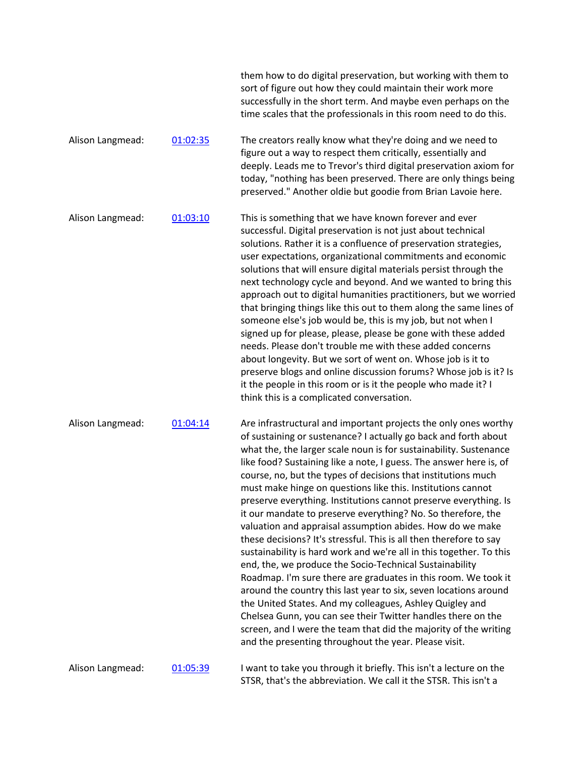them how to do digital preservation, but working with them to sort of figure out how they could maintain their work more successfully in the short term. And maybe even perhaps on the time scales that the professionals in this room need to do this.

Alison Langmead: [01:02:35](01:02:35) The creators really know what they're doing and we need to figure out a way to respect them critically, essentially and deeply. Leads me to Trevor's third digital preservation axiom for today, "nothing has been preserved. There are only things being preserved." Another oldie but goodie from Brian Lavoie here.

Alison Langmead: [01:03:10](01:03:10) This is something that we have known forever and ever successful. Digital preservation is not just about technical solutions. Rather it is a confluence of preservation strategies, user expectations, organizational commitments and economic solutions that will ensure digital materials persist through the next technology cycle and beyond. And we wanted to bring this approach out to digital humanities practitioners, but we worried that bringing things like this out to them along the same lines of someone else's job would be, this is my job, but not when I signed up for please, please, please be gone with these added needs. Please don't trouble me with these added concerns about longevity. But we sort of went on. Whose job is it to preserve blogs and online discussion forums? Whose job is it? Is it the people in this room or is it the people who made it? I think this is a complicated conversation.

Alison Langmead: [01:04:14](01:04:14) Are infrastructural and important projects the only ones worthy of sustaining or sustenance? I actually go back and forth about what the, the larger scale noun is for sustainability. Sustenance like food? Sustaining like a note, I guess. The answer here is, of course, no, but the types of decisions that institutions much must make hinge on questions like this. Institutions cannot preserve everything. Institutions cannot preserve everything. Is it our mandate to preserve everything? No. So therefore, the valuation and appraisal assumption abides. How do we make these decisions? It's stressful. This is all then therefore to say sustainability is hard work and we're all in this together. To this end, the, we produce the Socio-Technical Sustainability Roadmap. I'm sure there are graduates in this room. We took it around the country this last year to six, seven locations around the United States. And my colleagues, Ashley Quigley and Chelsea Gunn, you can see their Twitter handles there on the screen, and I were the team that did the majority of the writing and the presenting throughout the year. Please visit.

Alison Langmead: [01:05:39](01:05:39) I want to take you through it briefly. This isn't a lecture on the STSR, that's the abbreviation. We call it the STSR. This isn't a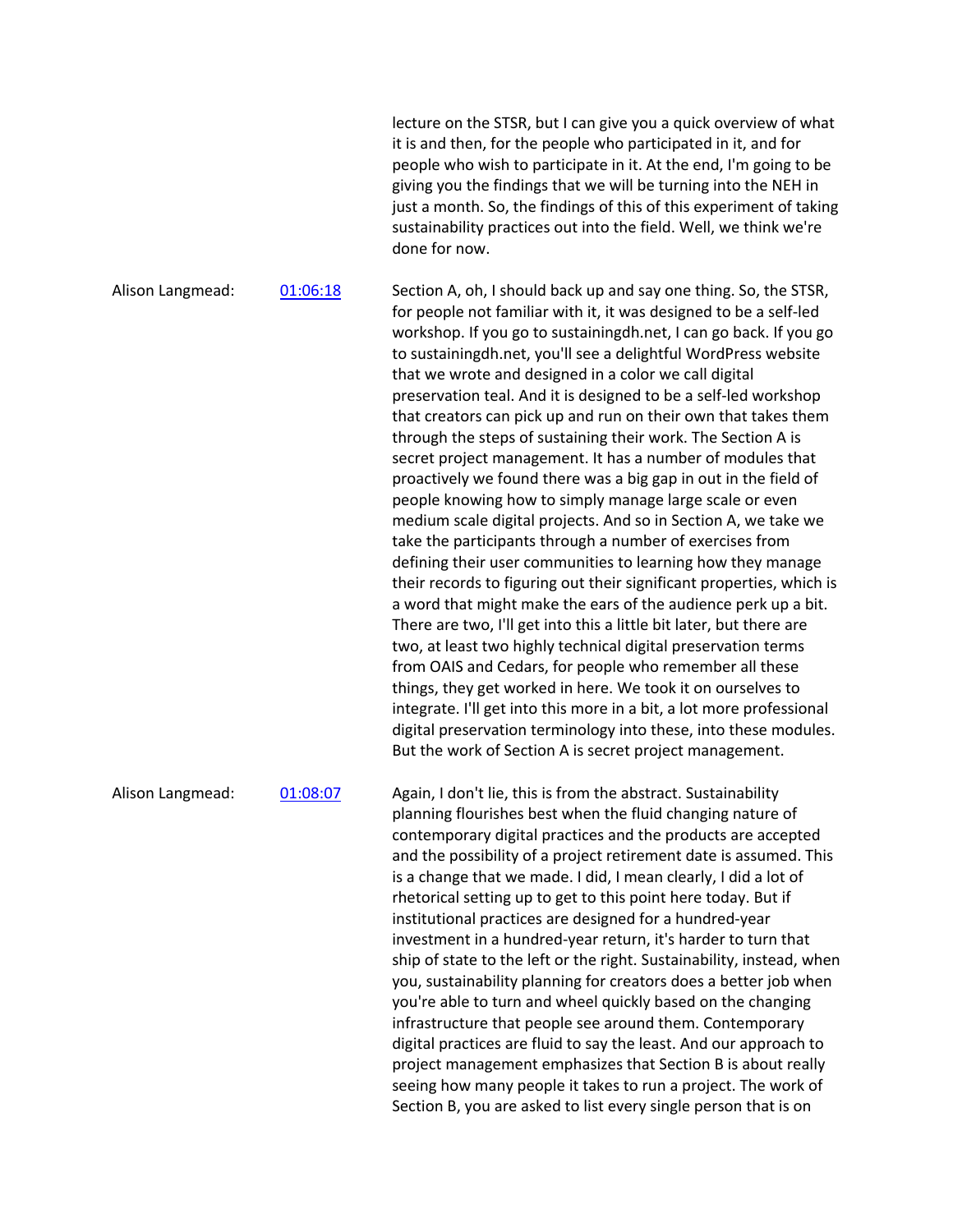lecture on the STSR, but I can give you a quick overview of what it is and then, for the people who participated in it, and for people who wish to participate in it. At the end, I'm going to be giving you the findings that we will be turning into the NEH in just a month. So, the findings of this of this experiment of taking sustainability practices out into the field. Well, we think we're done for now.

Alison Langmead: [01:06:18](01:06:18)

Section A, oh, I should back up and say one thing. So, the STSR, for people not familiar with it, it was designed to be a self-led workshop. If you go to sustainingdh.net, I can go back. If you go to sustainingdh.net, you'll see a delightful WordPress website that we wrote and designed in a color we call digital preservation teal. And it is designed to be a self-led workshop that creators can pick up and run on their own that takes them through the steps of sustaining their work. The Section A is secret project management. It has a number of modules that proactively we found there was a big gap in out in the field of people knowing how to simply manage large scale or even medium scale digital projects. And so in Section A, we take we take the participants through a number of exercises from defining their user communities to learning how they manage their records to figuring out their significant properties, which is a word that might make the ears of the audience perk up a bit. There are two, I'll get into this a little bit later, but there are two, at least two highly technical digital preservation terms from OAIS and Cedars, for people who remember all these things, they get worked in here. We took it on ourselves to integrate. I'll get into this more in a bit, a lot more professional digital preservation terminology into these, into these modules. But the work of Section A is secret project management.

Alison Langmead: [01:08:07](01:08:07)

Again, I don't lie, this is from the abstract. Sustainability planning flourishes best when the fluid changing nature of contemporary digital practices and the products are accepted and the possibility of a project retirement date is assumed. This is a change that we made. I did, I mean clearly, I did a lot of rhetorical setting up to get to this point here today. But if institutional practices are designed for a hundred-year investment in a hundred-year return, it's harder to turn that ship of state to the left or the right. Sustainability, instead, when you, sustainability planning for creators does a better job when you're able to turn and wheel quickly based on the changing infrastructure that people see around them. Contemporary digital practices are fluid to say the least. And our approach to project management emphasizes that Section B is about really seeing how many people it takes to run a project. The work of Section B, you are asked to list every single person that is on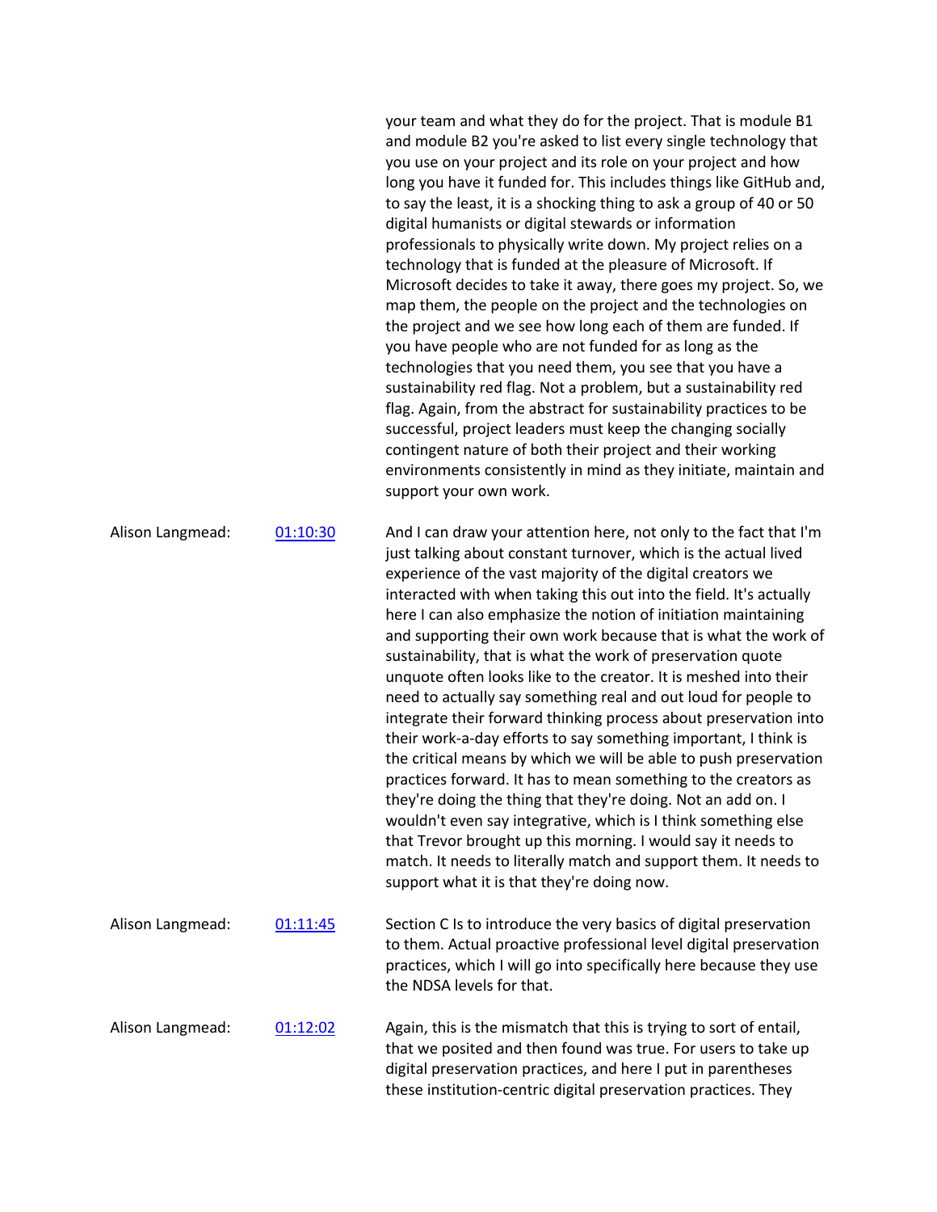your team and what they do for the project. That is module B1 and module B2 you're asked to list every single technology that you use on your project and its role on your project and how long you have it funded for. This includes things like GitHub and, to say the least, it is a shocking thing to ask a group of 40 or 50 digital humanists or digital stewards or information professionals to physically write down. My project relies on a technology that is funded at the pleasure of Microsoft. If Microsoft decides to take it away, there goes my project. So, we map them, the people on the project and the technologies on the project and we see how long each of them are funded. If you have people who are not funded for as long as the technologies that you need them, you see that you have a sustainability red flag. Not a problem, but a sustainability red flag. Again, from the abstract for sustainability practices to be successful, project leaders must keep the changing socially contingent nature of both their project and their working environments consistently in mind as they initiate, maintain and support your own work.

| | | |
|---|---|---|
| Alison Langmead: | [01:10:30]() | And I can draw your attention here, not only to the fact that I'm just talking about constant turnover, which is the actual lived experience of the vast majority of the digital creators we interacted with when taking this out into the field. It's actually here I can also emphasize the notion of initiation maintaining and supporting their own work because that is what the work of sustainability, that is what the work of preservation quote unquote often looks like to the creator. It is meshed into their need to actually say something real and out loud for people to integrate their forward thinking process about preservation into their work-a-day efforts to say something important, I think is the critical means by which we will be able to push preservation practices forward. It has to mean something to the creators as they're doing the thing that they're doing. Not an add on. I wouldn't even say integrative, which is I think something else that Trevor brought up this morning. I would say it needs to match. It needs to literally match and support them. It needs to support what it is that they're doing now. |
| Alison Langmead: | [01:11:45]() | Section C Is to introduce the very basics of digital preservation to them. Actual proactive professional level digital preservation practices, which I will go into specifically here because they use the NDSA levels for that. |
| Alison Langmead: | [01:12:02]() | Again, this is the mismatch that this is trying to sort of entail, that we posited and then found was true. For users to take up digital preservation practices, and here I put in parentheses these institution-centric digital preservation practices. They |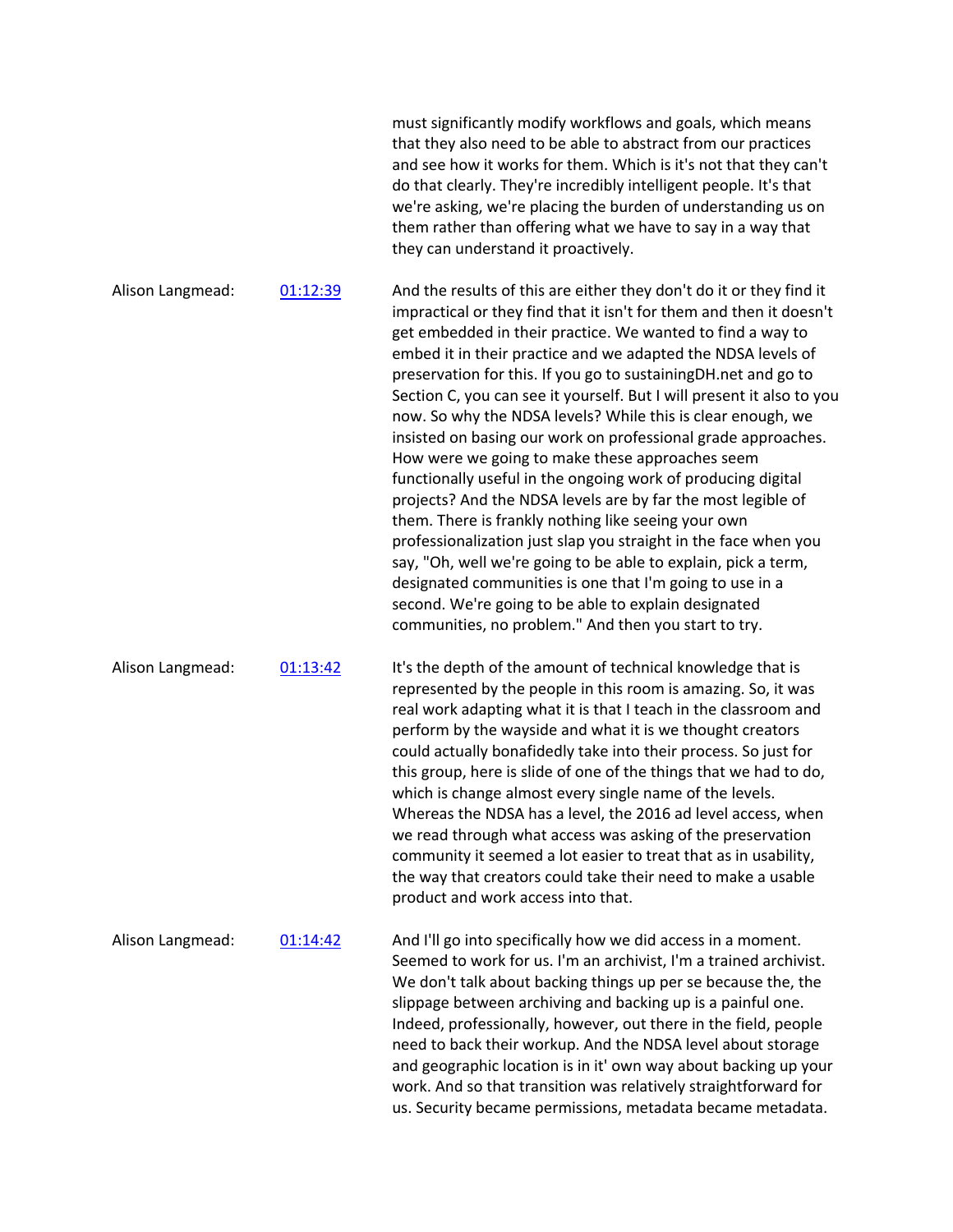must significantly modify workflows and goals, which means that they also need to be able to abstract from our practices and see how it works for them. Which is it's not that they can't do that clearly. They're incredibly intelligent people. It's that we're asking, we're placing the burden of understanding us on them rather than offering what we have to say in a way that they can understand it proactively.

Alison Langmead: [01:12:39](01:12:39)

And the results of this are either they don't do it or they find it impractical or they find that it isn't for them and then it doesn't get embedded in their practice. We wanted to find a way to embed it in their practice and we adapted the NDSA levels of preservation for this. If you go to sustainingDH.net and go to Section C, you can see it yourself. But I will present it also to you now. So why the NDSA levels? While this is clear enough, we insisted on basing our work on professional grade approaches. How were we going to make these approaches seem functionally useful in the ongoing work of producing digital projects? And the NDSA levels are by far the most legible of them. There is frankly nothing like seeing your own professionalization just slap you straight in the face when you say, "Oh, well we're going to be able to explain, pick a term, designated communities is one that I'm going to use in a second. We're going to be able to explain designated communities, no problem." And then you start to try.

Alison Langmead: [01:13:42](01:13:42)

It's the depth of the amount of technical knowledge that is represented by the people in this room is amazing. So, it was real work adapting what it is that I teach in the classroom and perform by the wayside and what it is we thought creators could actually bonafidedly take into their process. So just for this group, here is slide of one of the things that we had to do, which is change almost every single name of the levels. Whereas the NDSA has a level, the 2016 ad level access, when we read through what access was asking of the preservation community it seemed a lot easier to treat that as in usability, the way that creators could take their need to make a usable product and work access into that.

Alison Langmead: [01:14:42](01:14:42)

And I'll go into specifically how we did access in a moment. Seemed to work for us. I'm an archivist, I'm a trained archivist. We don't talk about backing things up per se because the, the slippage between archiving and backing up is a painful one. Indeed, professionally, however, out there in the field, people need to back their workup. And the NDSA level about storage and geographic location is in it' own way about backing up your work. And so that transition was relatively straightforward for us. Security became permissions, metadata became metadata.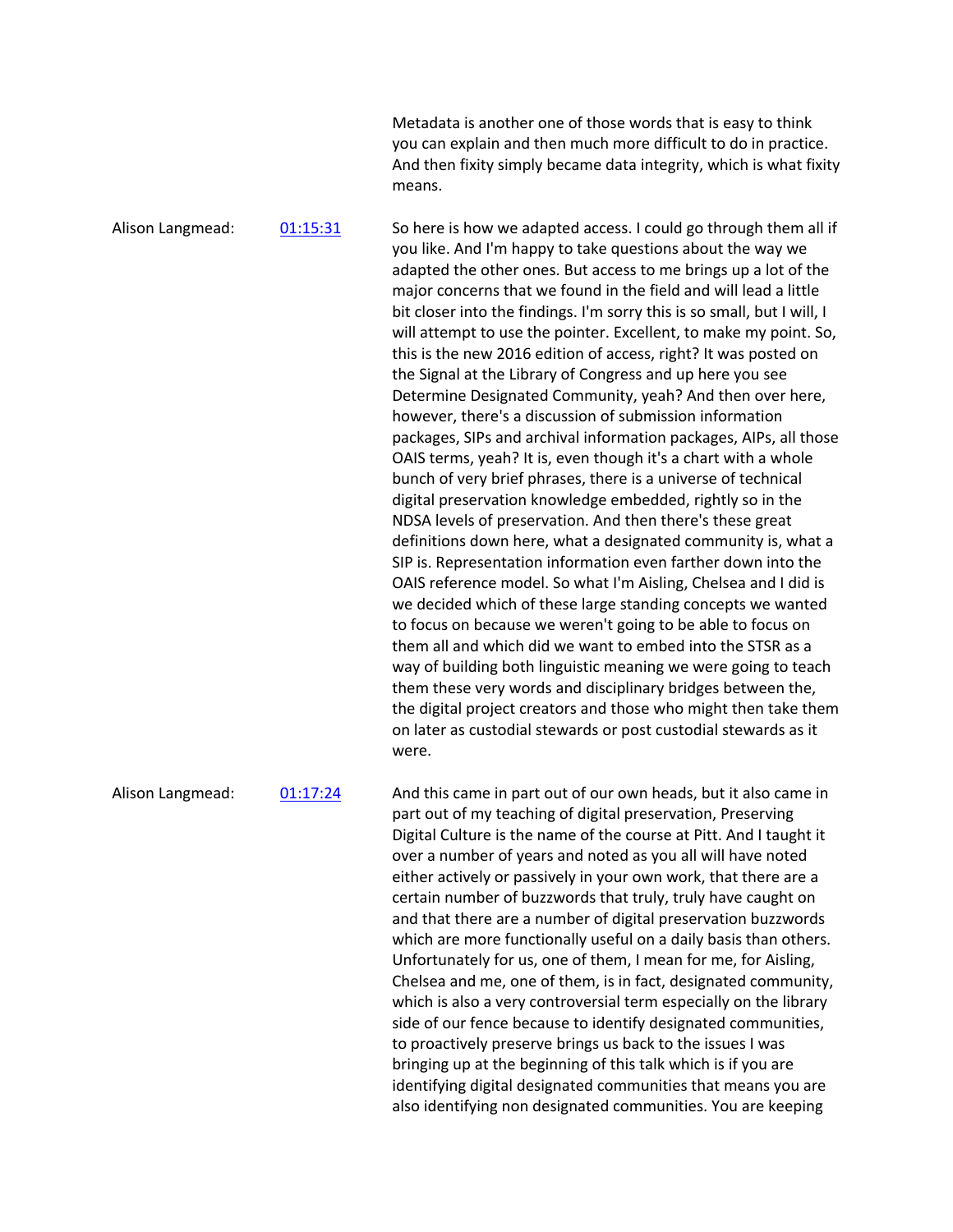Metadata is another one of those words that is easy to think you can explain and then much more difficult to do in practice. And then fixity simply became data integrity, which is what fixity means.

Alison Langmead: 01:15:31

So here is how we adapted access. I could go through them all if you like. And I'm happy to take questions about the way we adapted the other ones. But access to me brings up a lot of the major concerns that we found in the field and will lead a little bit closer into the findings. I'm sorry this is so small, but I will, I will attempt to use the pointer. Excellent, to make my point. So, this is the new 2016 edition of access, right? It was posted on the Signal at the Library of Congress and up here you see Determine Designated Community, yeah? And then over here, however, there's a discussion of submission information packages, SIPs and archival information packages, AIPs, all those OAIS terms, yeah? It is, even though it's a chart with a whole bunch of very brief phrases, there is a universe of technical digital preservation knowledge embedded, rightly so in the NDSA levels of preservation. And then there's these great definitions down here, what a designated community is, what a SIP is. Representation information even farther down into the OAIS reference model. So what I'm Aisling, Chelsea and I did is we decided which of these large standing concepts we wanted to focus on because we weren't going to be able to focus on them all and which did we want to embed into the STSR as a way of building both linguistic meaning we were going to teach them these very words and disciplinary bridges between the, the digital project creators and those who might then take them on later as custodial stewards or post custodial stewards as it were.

Alison Langmead: 01:17:24

And this came in part out of our own heads, but it also came in part out of my teaching of digital preservation, Preserving Digital Culture is the name of the course at Pitt. And I taught it over a number of years and noted as you all will have noted either actively or passively in your own work, that there are a certain number of buzzwords that truly, truly have caught on and that there are a number of digital preservation buzzwords which are more functionally useful on a daily basis than others. Unfortunately for us, one of them, I mean for me, for Aisling, Chelsea and me, one of them, is in fact, designated community, which is also a very controversial term especially on the library side of our fence because to identify designated communities, to proactively preserve brings us back to the issues I was bringing up at the beginning of this talk which is if you are identifying digital designated communities that means you are also identifying non designated communities. You are keeping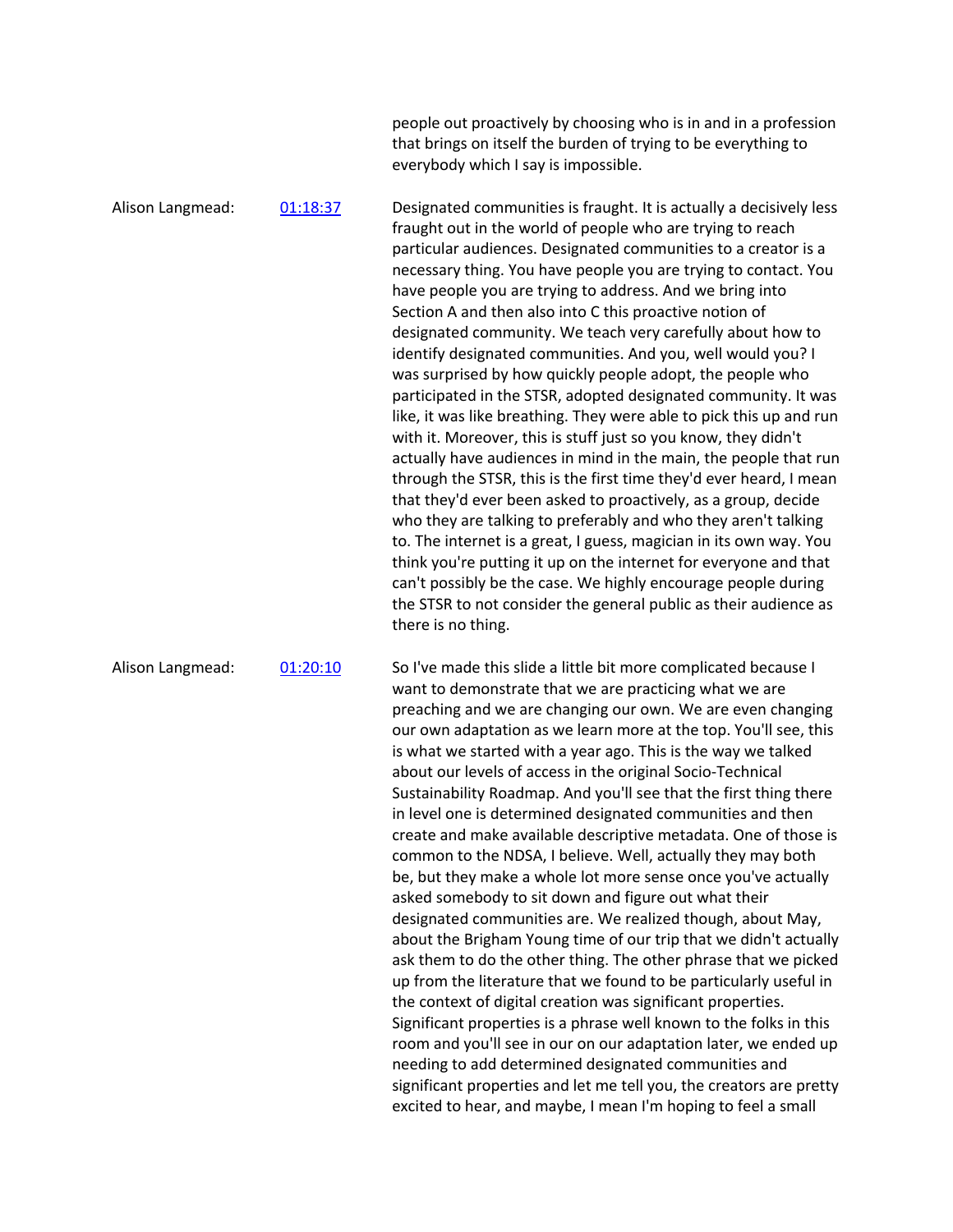people out proactively by choosing who is in and in a profession that brings on itself the burden of trying to be everything to everybody which I say is impossible.

Alison Langmead: [01:18:37](01:18:37)

Designated communities is fraught. It is actually a decisively less fraught out in the world of people who are trying to reach particular audiences. Designated communities to a creator is a necessary thing. You have people you are trying to contact. You have people you are trying to address. And we bring into Section A and then also into C this proactive notion of designated community. We teach very carefully about how to identify designated communities. And you, well would you? I was surprised by how quickly people adopt, the people who participated in the STSR, adopted designated community. It was like, it was like breathing. They were able to pick this up and run with it. Moreover, this is stuff just so you know, they didn't actually have audiences in mind in the main, the people that run through the STSR, this is the first time they'd ever heard, I mean that they'd ever been asked to proactively, as a group, decide who they are talking to preferably and who they aren't talking to. The internet is a great, I guess, magician in its own way. You think you're putting it up on the internet for everyone and that can't possibly be the case. We highly encourage people during the STSR to not consider the general public as their audience as there is no thing.

Alison Langmead: [01:20:10](01:20:10)

So I've made this slide a little bit more complicated because I want to demonstrate that we are practicing what we are preaching and we are changing our own. We are even changing our own adaptation as we learn more at the top. You'll see, this is what we started with a year ago. This is the way we talked about our levels of access in the original Socio-Technical Sustainability Roadmap. And you'll see that the first thing there in level one is determined designated communities and then create and make available descriptive metadata. One of those is common to the NDSA, I believe. Well, actually they may both be, but they make a whole lot more sense once you've actually asked somebody to sit down and figure out what their designated communities are. We realized though, about May, about the Brigham Young time of our trip that we didn't actually ask them to do the other thing. The other phrase that we picked up from the literature that we found to be particularly useful in the context of digital creation was significant properties. Significant properties is a phrase well known to the folks in this room and you'll see in our on our adaptation later, we ended up needing to add determined designated communities and significant properties and let me tell you, the creators are pretty excited to hear, and maybe, I mean I'm hoping to feel a small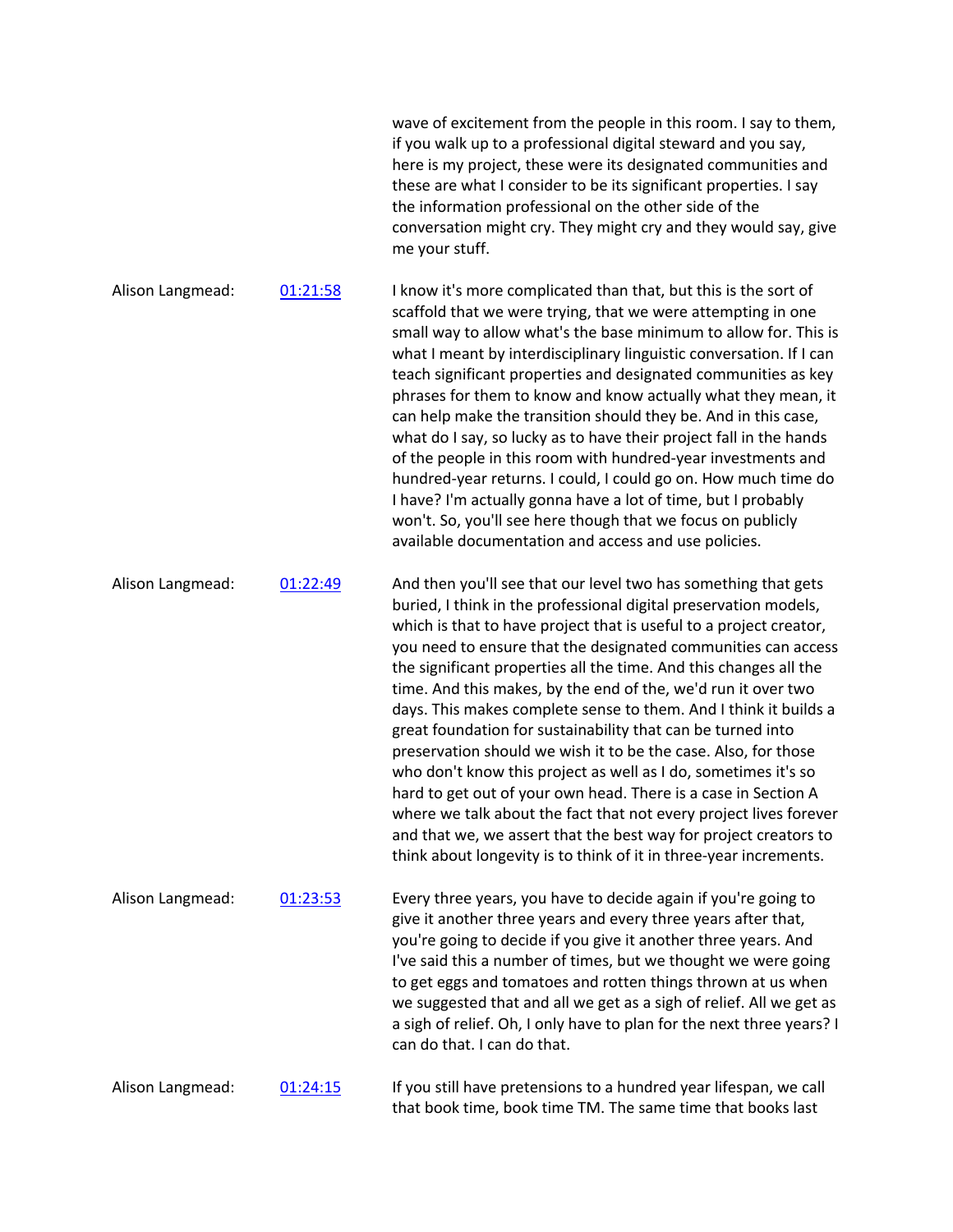wave of excitement from the people in this room. I say to them, if you walk up to a professional digital steward and you say, here is my project, these were its designated communities and these are what I consider to be its significant properties. I say the information professional on the other side of the conversation might cry. They might cry and they would say, give me your stuff.

Alison Langmead: 01:21:58 I know it's more complicated than that, but this is the sort of scaffold that we were trying, that we were attempting in one small way to allow what's the base minimum to allow for. This is what I meant by interdisciplinary linguistic conversation. If I can teach significant properties and designated communities as key phrases for them to know and know actually what they mean, it can help make the transition should they be. And in this case, what do I say, so lucky as to have their project fall in the hands of the people in this room with hundred-year investments and hundred-year returns. I could, I could go on. How much time do I have? I'm actually gonna have a lot of time, but I probably won't. So, you'll see here though that we focus on publicly available documentation and access and use policies.

Alison Langmead: 01:22:49 And then you'll see that our level two has something that gets buried, I think in the professional digital preservation models, which is that to have project that is useful to a project creator, you need to ensure that the designated communities can access the significant properties all the time. And this changes all the time. And this makes, by the end of the, we'd run it over two days. This makes complete sense to them. And I think it builds a great foundation for sustainability that can be turned into preservation should we wish it to be the case. Also, for those who don't know this project as well as I do, sometimes it's so hard to get out of your own head. There is a case in Section A where we talk about the fact that not every project lives forever and that we, we assert that the best way for project creators to think about longevity is to think of it in three-year increments.

Alison Langmead: 01:23:53 Every three years, you have to decide again if you're going to give it another three years and every three years after that, you're going to decide if you give it another three years. And I've said this a number of times, but we thought we were going to get eggs and tomatoes and rotten things thrown at us when we suggested that and all we get as a sigh of relief. All we get as a sigh of relief. Oh, I only have to plan for the next three years? I can do that. I can do that.

Alison Langmead: 01:24:15 If you still have pretensions to a hundred year lifespan, we call that book time, book time TM. The same time that books last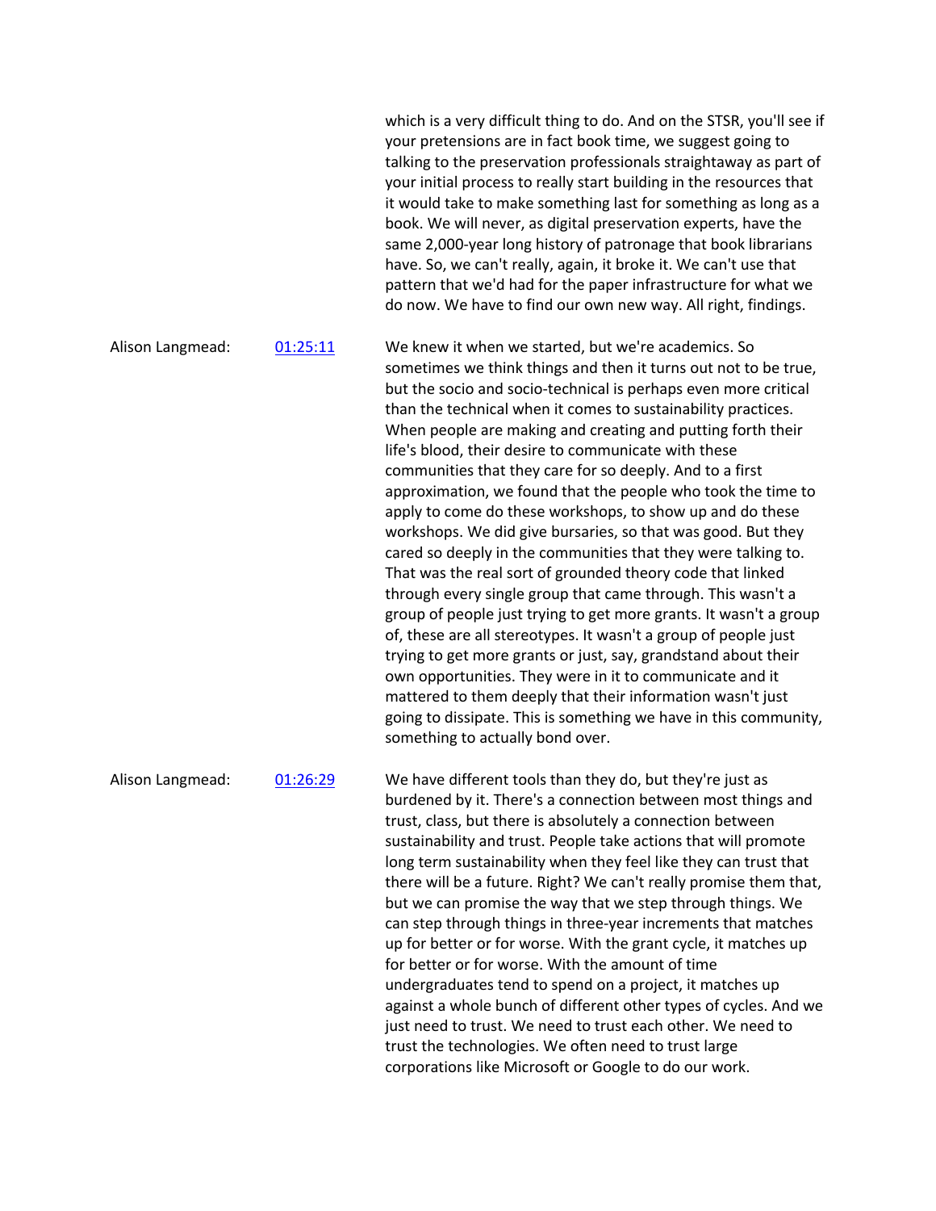which is a very difficult thing to do. And on the STSR, you'll see if your pretensions are in fact book time, we suggest going to talking to the preservation professionals straightaway as part of your initial process to really start building in the resources that it would take to make something last for something as long as a book. We will never, as digital preservation experts, have the same 2,000-year long history of patronage that book librarians have. So, we can't really, again, it broke it. We can't use that pattern that we'd had for the paper infrastructure for what we do now. We have to find our own new way. All right, findings.

Alison Langmead: [01:25:11](01:25:11)

We knew it when we started, but we're academics. So sometimes we think things and then it turns out not to be true, but the socio and socio-technical is perhaps even more critical than the technical when it comes to sustainability practices. When people are making and creating and putting forth their life's blood, their desire to communicate with these communities that they care for so deeply. And to a first approximation, we found that the people who took the time to apply to come do these workshops, to show up and do these workshops. We did give bursaries, so that was good. But they cared so deeply in the communities that they were talking to. That was the real sort of grounded theory code that linked through every single group that came through. This wasn't a group of people just trying to get more grants. It wasn't a group of, these are all stereotypes. It wasn't a group of people just trying to get more grants or just, say, grandstand about their own opportunities. They were in it to communicate and it mattered to them deeply that their information wasn't just going to dissipate. This is something we have in this community, something to actually bond over.

Alison Langmead: [01:26:29](01:26:29)

We have different tools than they do, but they're just as burdened by it. There's a connection between most things and trust, class, but there is absolutely a connection between sustainability and trust. People take actions that will promote long term sustainability when they feel like they can trust that there will be a future. Right? We can't really promise them that, but we can promise the way that we step through things. We can step through things in three-year increments that matches up for better or for worse. With the grant cycle, it matches up for better or for worse. With the amount of time undergraduates tend to spend on a project, it matches up against a whole bunch of different other types of cycles. And we just need to trust. We need to trust each other. We need to trust the technologies. We often need to trust large corporations like Microsoft or Google to do our work.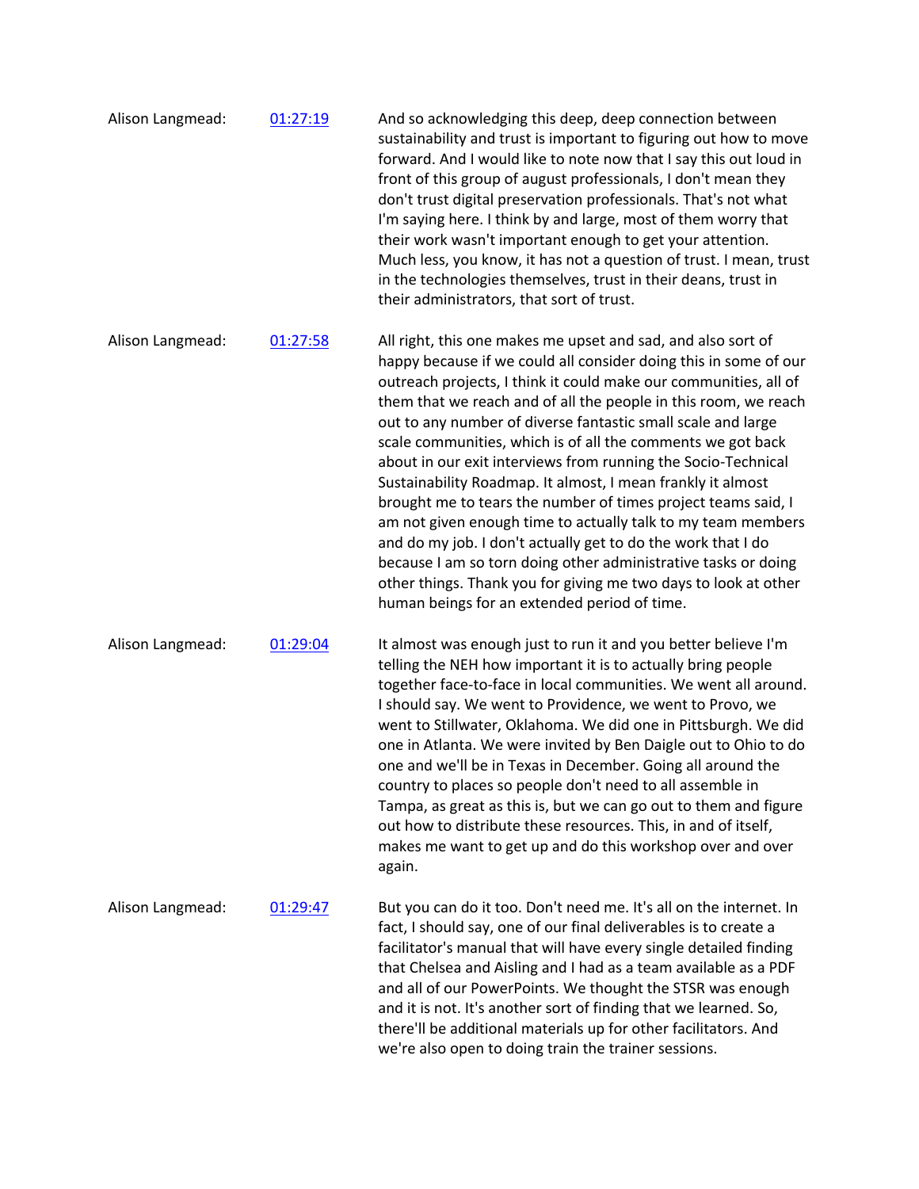Alison Langmead: 01:27:19

And so acknowledging this deep, deep connection between sustainability and trust is important to figuring out how to move forward. And I would like to note now that I say this out loud in front of this group of august professionals, I don't mean they don't trust digital preservation professionals. That's not what I'm saying here. I think by and large, most of them worry that their work wasn't important enough to get your attention. Much less, you know, it has not a question of trust. I mean, trust in the technologies themselves, trust in their deans, trust in their administrators, that sort of trust.

Alison Langmead: 01:27:58

All right, this one makes me upset and sad, and also sort of happy because if we could all consider doing this in some of our outreach projects, I think it could make our communities, all of them that we reach and of all the people in this room, we reach out to any number of diverse fantastic small scale and large scale communities, which is of all the comments we got back about in our exit interviews from running the Socio-Technical Sustainability Roadmap. It almost, I mean frankly it almost brought me to tears the number of times project teams said, I am not given enough time to actually talk to my team members and do my job. I don't actually get to do the work that I do because I am so torn doing other administrative tasks or doing other things. Thank you for giving me two days to look at other human beings for an extended period of time.

Alison Langmead: 01:29:04

It almost was enough just to run it and you better believe I'm telling the NEH how important it is to actually bring people together face-to-face in local communities. We went all around. I should say. We went to Providence, we went to Provo, we went to Stillwater, Oklahoma. We did one in Pittsburgh. We did one in Atlanta. We were invited by Ben Daigle out to Ohio to do one and we'll be in Texas in December. Going all around the country to places so people don't need to all assemble in Tampa, as great as this is, but we can go out to them and figure out how to distribute these resources. This, in and of itself, makes me want to get up and do this workshop over and over again.

Alison Langmead: 01:29:47

But you can do it too. Don't need me. It's all on the internet. In fact, I should say, one of our final deliverables is to create a facilitator's manual that will have every single detailed finding that Chelsea and Aisling and I had as a team available as a PDF and all of our PowerPoints. We thought the STSR was enough and it is not. It's another sort of finding that we learned. So, there'll be additional materials up for other facilitators. And we're also open to doing train the trainer sessions.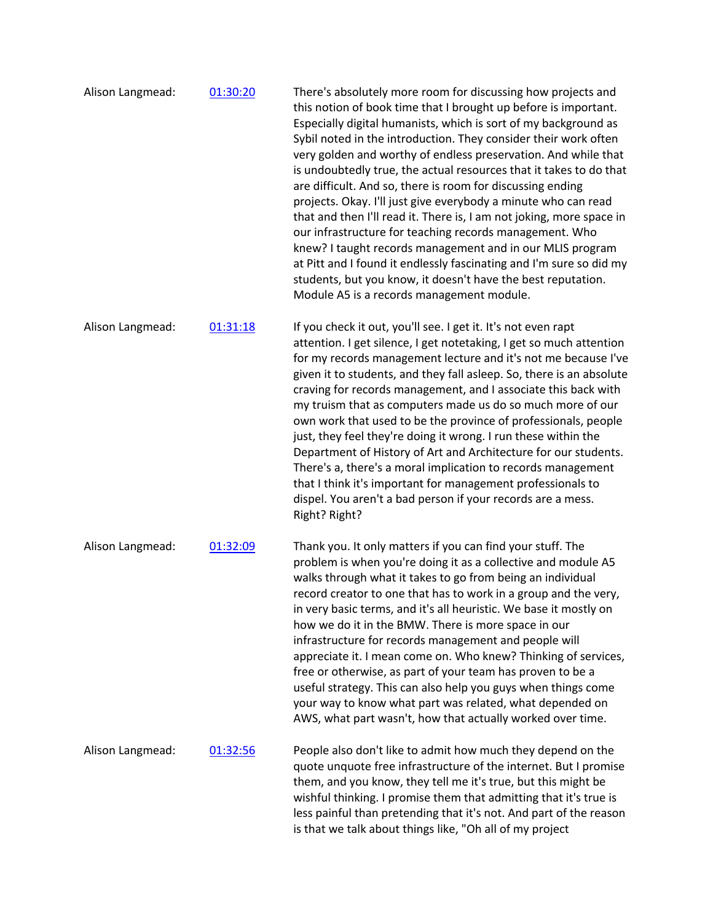Alison Langmead: [01:30:20](01:30:20) There's absolutely more room for discussing how projects and this notion of book time that I brought up before is important. Especially digital humanists, which is sort of my background as Sybil noted in the introduction. They consider their work often very golden and worthy of endless preservation. And while that is undoubtedly true, the actual resources that it takes to do that are difficult. And so, there is room for discussing ending projects. Okay. I'll just give everybody a minute who can read that and then I'll read it. There is, I am not joking, more space in our infrastructure for teaching records management. Who knew? I taught records management and in our MLIS program at Pitt and I found it endlessly fascinating and I'm sure so did my students, but you know, it doesn't have the best reputation. Module A5 is a records management module.

Alison Langmead: [01:31:18](01:31:18) If you check it out, you'll see. I get it. It's not even rapt attention. I get silence, I get notetaking, I get so much attention for my records management lecture and it's not me because I've given it to students, and they fall asleep. So, there is an absolute craving for records management, and I associate this back with my truism that as computers made us do so much more of our own work that used to be the province of professionals, people just, they feel they're doing it wrong. I run these within the Department of History of Art and Architecture for our students. There's a, there's a moral implication to records management that I think it's important for management professionals to dispel. You aren't a bad person if your records are a mess. Right? Right?

Alison Langmead: [01:32:09](01:32:09) Thank you. It only matters if you can find your stuff. The problem is when you're doing it as a collective and module A5 walks through what it takes to go from being an individual record creator to one that has to work in a group and the very, in very basic terms, and it's all heuristic. We base it mostly on how we do it in the BMW. There is more space in our infrastructure for records management and people will appreciate it. I mean come on. Who knew? Thinking of services, free or otherwise, as part of your team has proven to be a useful strategy. This can also help you guys when things come your way to know what part was related, what depended on AWS, what part wasn't, how that actually worked over time.

Alison Langmead: [01:32:56](01:32:56) People also don't like to admit how much they depend on the quote unquote free infrastructure of the internet. But I promise them, and you know, they tell me it's true, but this might be wishful thinking. I promise them that admitting that it's true is less painful than pretending that it's not. And part of the reason is that we talk about things like, "Oh all of my project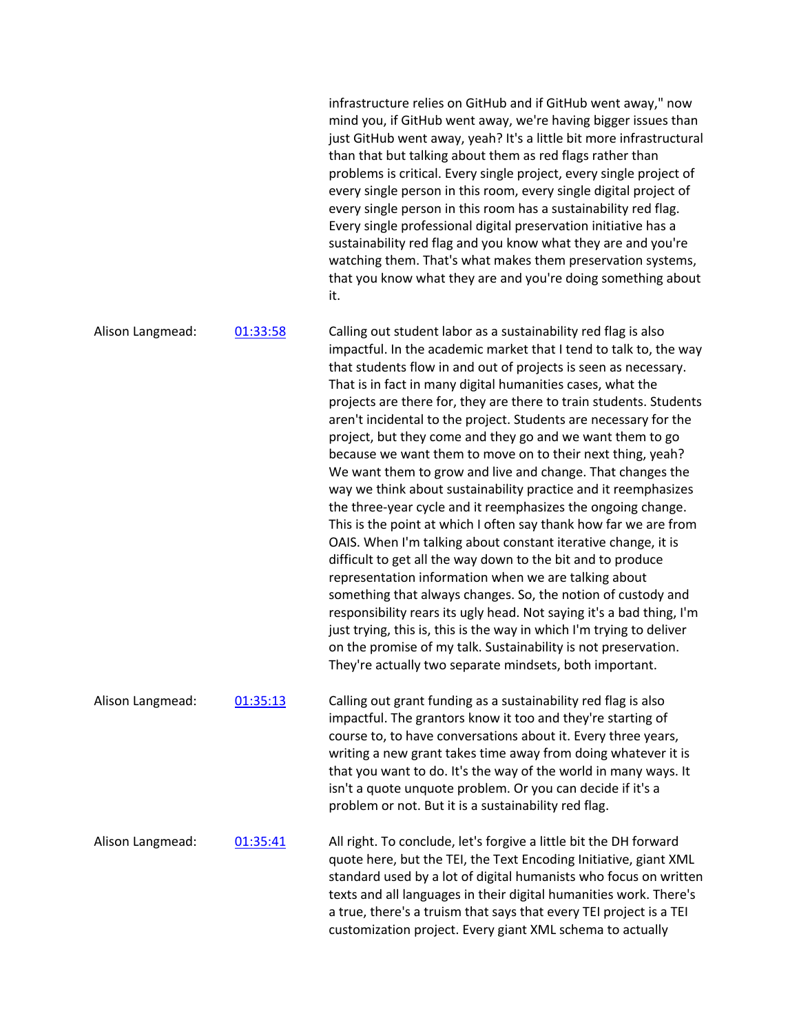infrastructure relies on GitHub and if GitHub went away," now mind you, if GitHub went away, we're having bigger issues than just GitHub went away, yeah? It's a little bit more infrastructural than that but talking about them as red flags rather than problems is critical. Every single project, every single project of every single person in this room, every single digital project of every single person in this room has a sustainability red flag. Every single professional digital preservation initiative has a sustainability red flag and you know what they are and you're watching them. That's what makes them preservation systems, that you know what they are and you're doing something about it.

Alison Langmead: [01:33:58] Calling out student labor as a sustainability red flag is also impactful. In the academic market that I tend to talk to, the way that students flow in and out of projects is seen as necessary. That is in fact in many digital humanities cases, what the projects are there for, they are there to train students. Students aren't incidental to the project. Students are necessary for the project, but they come and they go and we want them to go because we want them to move on to their next thing, yeah? We want them to grow and live and change. That changes the way we think about sustainability practice and it reemphasizes the three-year cycle and it reemphasizes the ongoing change. This is the point at which I often say thank how far we are from OAIS. When I'm talking about constant iterative change, it is difficult to get all the way down to the bit and to produce representation information when we are talking about something that always changes. So, the notion of custody and responsibility rears its ugly head. Not saying it's a bad thing, I'm just trying, this is, this is the way in which I'm trying to deliver on the promise of my talk. Sustainability is not preservation. They're actually two separate mindsets, both important.

Alison Langmead: [01:35:13] Calling out grant funding as a sustainability red flag is also impactful. The grantors know it too and they're starting of course to, to have conversations about it. Every three years, writing a new grant takes time away from doing whatever it is that you want to do. It's the way of the world in many ways. It isn't a quote unquote problem. Or you can decide if it's a problem or not. But it is a sustainability red flag.

Alison Langmead: [01:35:41] All right. To conclude, let's forgive a little bit the DH forward quote here, but the TEI, the Text Encoding Initiative, giant XML standard used by a lot of digital humanists who focus on written texts and all languages in their digital humanities work. There's a true, there's a truism that says that every TEI project is a TEI customization project. Every giant XML schema to actually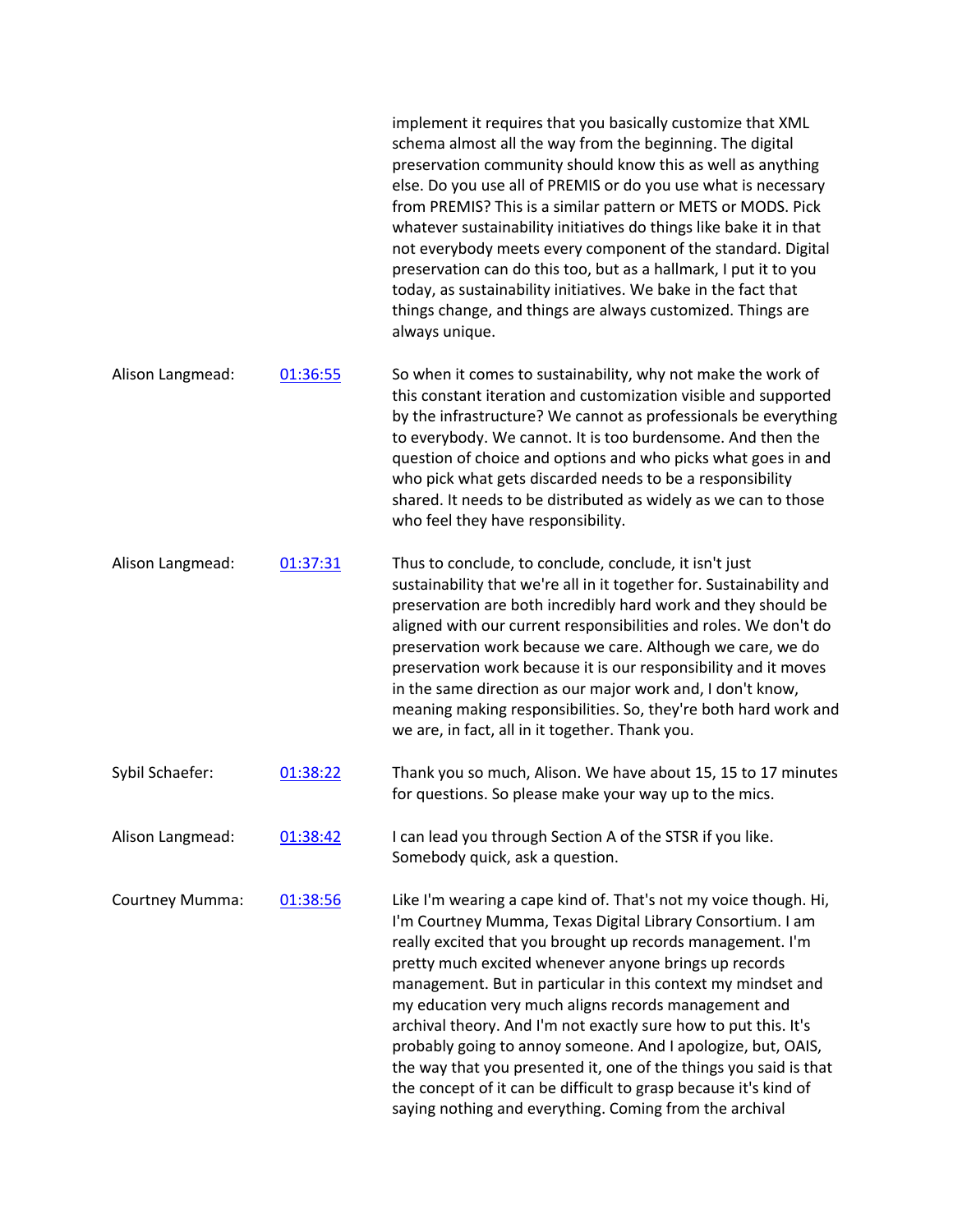implement it requires that you basically customize that XML schema almost all the way from the beginning. The digital preservation community should know this as well as anything else. Do you use all of PREMIS or do you use what is necessary from PREMIS? This is a similar pattern or METS or MODS. Pick whatever sustainability initiatives do things like bake it in that not everybody meets every component of the standard. Digital preservation can do this too, but as a hallmark, I put it to you today, as sustainability initiatives. We bake in the fact that things change, and things are always customized. Things are always unique.

| | | |
|---|---|---|
| Alison Langmead: | [01:36:55]() | So when it comes to sustainability, why not make the work of this constant iteration and customization visible and supported by the infrastructure? We cannot as professionals be everything to everybody. We cannot. It is too burdensome. And then the question of choice and options and who picks what goes in and who pick what gets discarded needs to be a responsibility shared. It needs to be distributed as widely as we can to those who feel they have responsibility. |
| Alison Langmead: | [01:37:31]() | Thus to conclude, to conclude, conclude, it isn't just sustainability that we're all in it together for. Sustainability and preservation are both incredibly hard work and they should be aligned with our current responsibilities and roles. We don't do preservation work because we care. Although we care, we do preservation work because it is our responsibility and it moves in the same direction as our major work and, I don't know, meaning making responsibilities. So, they're both hard work and we are, in fact, all in it together. Thank you. |
| Sybil Schaefer: | [01:38:22]() | Thank you so much, Alison. We have about 15, 15 to 17 minutes for questions. So please make your way up to the mics. |
| Alison Langmead: | [01:38:42]() | I can lead you through Section A of the STSR if you like. Somebody quick, ask a question. |
| Courtney Mumma: | [01:38:56]() | Like I'm wearing a cape kind of. That's not my voice though. Hi, I'm Courtney Mumma, Texas Digital Library Consortium. I am really excited that you brought up records management. I'm pretty much excited whenever anyone brings up records management. But in particular in this context my mindset and my education very much aligns records management and archival theory. And I'm not exactly sure how to put this. It's probably going to annoy someone. And I apologize, but, OAIS, the way that you presented it, one of the things you said is that the concept of it can be difficult to grasp because it's kind of saying nothing and everything. Coming from the archival |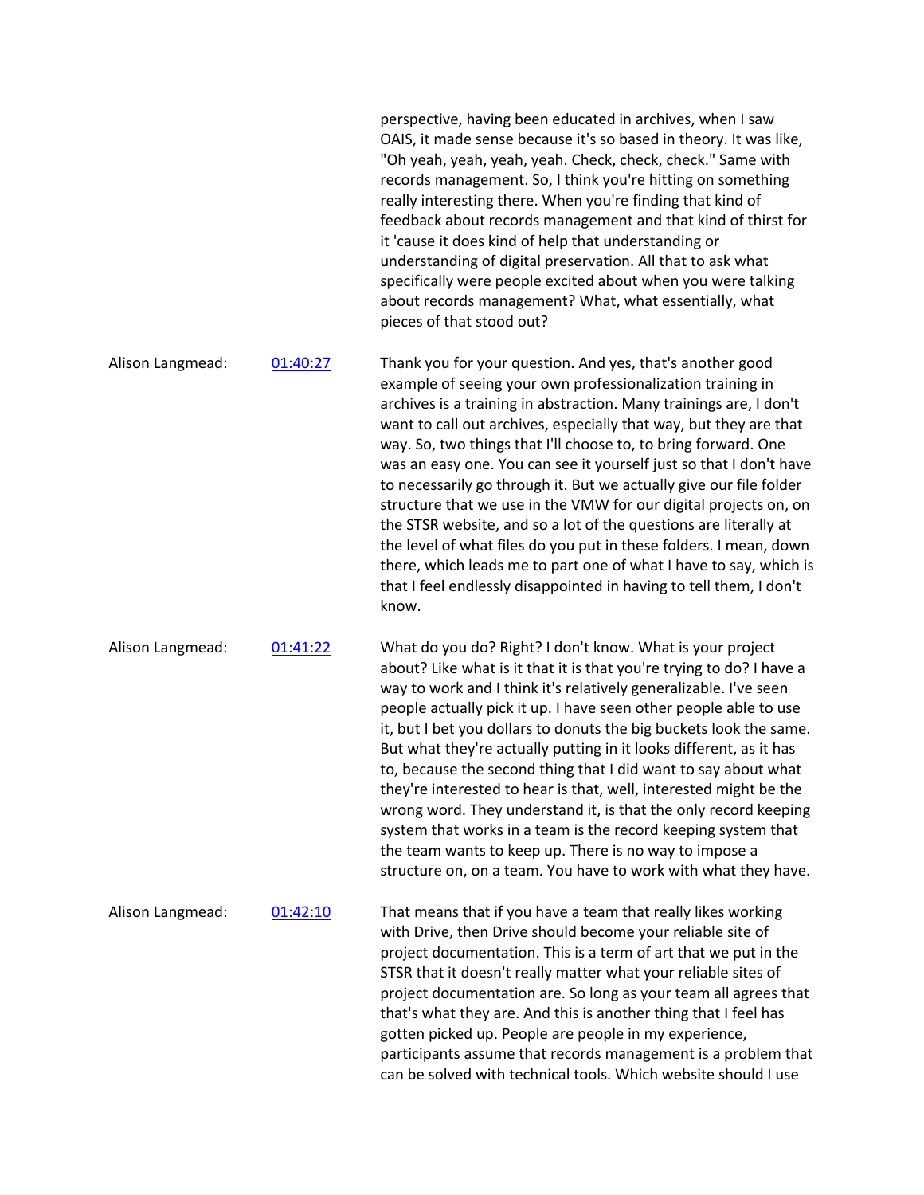perspective, having been educated in archives, when I saw OAIS, it made sense because it's so based in theory. It was like, "Oh yeah, yeah, yeah, yeah. Check, check, check." Same with records management. So, I think you're hitting on something really interesting there. When you're finding that kind of feedback about records management and that kind of thirst for it 'cause it does kind of help that understanding or understanding of digital preservation. All that to ask what specifically were people excited about when you were talking about records management? What, what essentially, what pieces of that stood out?

Alison Langmead: 01:40:27

Thank you for your question. And yes, that's another good example of seeing your own professionalization training in archives is a training in abstraction. Many trainings are, I don't want to call out archives, especially that way, but they are that way. So, two things that I'll choose to, to bring forward. One was an easy one. You can see it yourself just so that I don't have to necessarily go through it. But we actually give our file folder structure that we use in the VMW for our digital projects on, on the STSR website, and so a lot of the questions are literally at the level of what files do you put in these folders. I mean, down there, which leads me to part one of what I have to say, which is that I feel endlessly disappointed in having to tell them, I don't know.

Alison Langmead: 01:41:22

What do you do? Right? I don't know. What is your project about? Like what is it that it is that you're trying to do? I have a way to work and I think it's relatively generalizable. I've seen people actually pick it up. I have seen other people able to use it, but I bet you dollars to donuts the big buckets look the same. But what they're actually putting in it looks different, as it has to, because the second thing that I did want to say about what they're interested to hear is that, well, interested might be the wrong word. They understand it, is that the only record keeping system that works in a team is the record keeping system that the team wants to keep up. There is no way to impose a structure on, on a team. You have to work with what they have.

Alison Langmead: 01:42:10

That means that if you have a team that really likes working with Drive, then Drive should become your reliable site of project documentation. This is a term of art that we put in the STSR that it doesn't really matter what your reliable sites of project documentation are. So long as your team all agrees that that's what they are. And this is another thing that I feel has gotten picked up. People are people in my experience, participants assume that records management is a problem that can be solved with technical tools. Which website should I use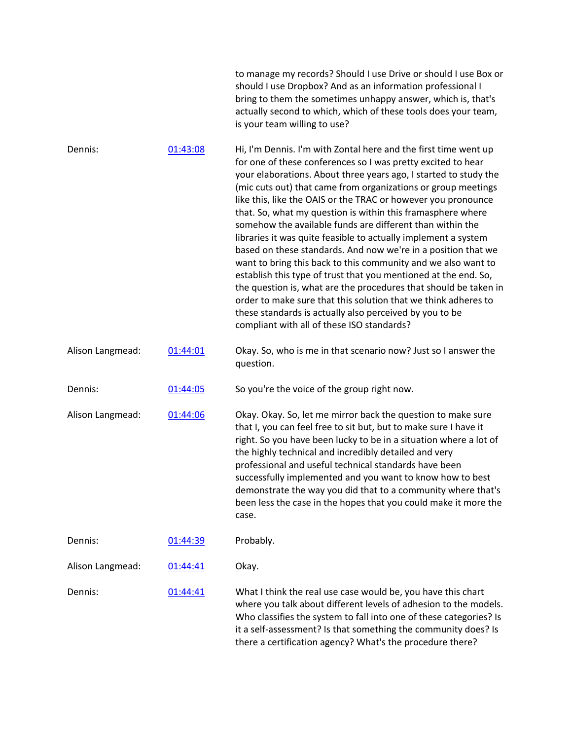to manage my records? Should I use Drive or should I use Box or should I use Dropbox? And as an information professional I bring to them the sometimes unhappy answer, which is, that's actually second to which, which of these tools does your team, is your team willing to use?

| | | |
|---|---|---|
| Dennis: | [01:43:08]() | Hi, I'm Dennis. I'm with Zontal here and the first time went up for one of these conferences so I was pretty excited to hear your elaborations. About three years ago, I started to study the (mic cuts out) that came from organizations or group meetings like this, like the OAIS or the TRAC or however you pronounce that. So, what my question is within this framasphere where somehow the available funds are different than within the libraries it was quite feasible to actually implement a system based on these standards. And now we're in a position that we want to bring this back to this community and we also want to establish this type of trust that you mentioned at the end. So, the question is, what are the procedures that should be taken in order to make sure that this solution that we think adheres to these standards is actually also perceived by you to be compliant with all of these ISO standards? |
| Alison Langmead: | [01:44:01]() | Okay. So, who is me in that scenario now? Just so I answer the question. |
| Dennis: | [01:44:05]() | So you're the voice of the group right now. |
| Alison Langmead: | [01:44:06]() | Okay. Okay. So, let me mirror back the question to make sure that I, you can feel free to sit but, but to make sure I have it right. So you have been lucky to be in a situation where a lot of the highly technical and incredibly detailed and very professional and useful technical standards have been successfully implemented and you want to know how to best demonstrate the way you did that to a community where that's been less the case in the hopes that you could make it more the case. |
| Dennis: | [01:44:39]() | Probably. |
| Alison Langmead: | [01:44:41]() | Okay. |
| Dennis: | [01:44:41]() | What I think the real use case would be, you have this chart where you talk about different levels of adhesion to the models. Who classifies the system to fall into one of these categories? Is it a self-assessment? Is that something the community does? Is there a certification agency? What's the procedure there? |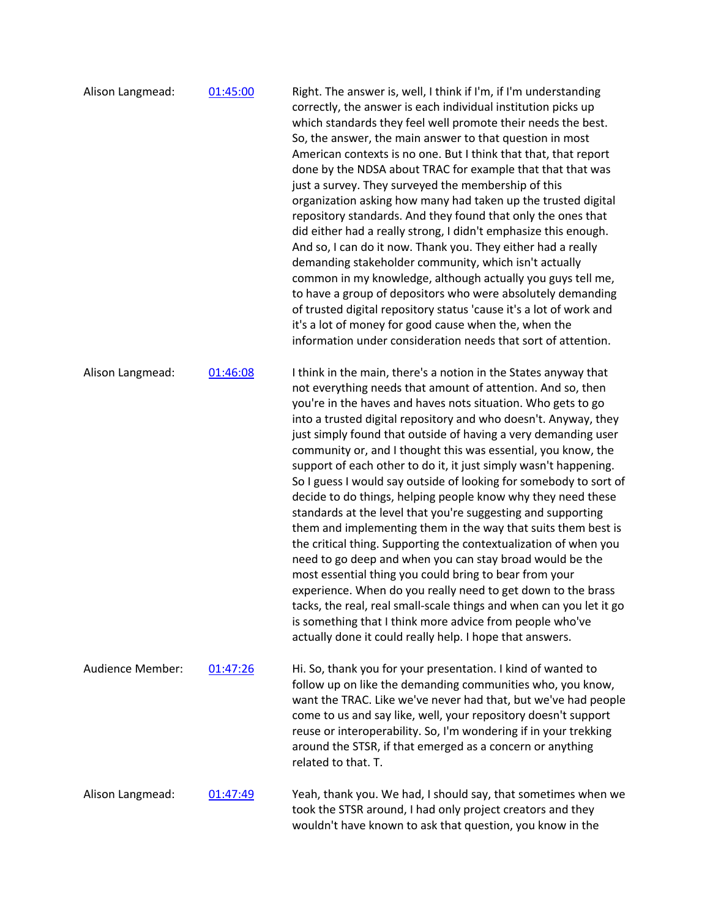Alison Langmead: [01:45:00](#)

Right. The answer is, well, I think if I'm, if I'm understanding correctly, the answer is each individual institution picks up which standards they feel well promote their needs the best. So, the answer, the main answer to that question in most American contexts is no one. But I think that that, that report done by the NDSA about TRAC for example that that that was just a survey. They surveyed the membership of this organization asking how many had taken up the trusted digital repository standards. And they found that only the ones that did either had a really strong, I didn't emphasize this enough. And so, I can do it now. Thank you. They either had a really demanding stakeholder community, which isn't actually common in my knowledge, although actually you guys tell me, to have a group of depositors who were absolutely demanding of trusted digital repository status 'cause it's a lot of work and it's a lot of money for good cause when the, when the information under consideration needs that sort of attention.

Alison Langmead: [01:46:08](#)

I think in the main, there's a notion in the States anyway that not everything needs that amount of attention. And so, then you're in the haves and haves nots situation. Who gets to go into a trusted digital repository and who doesn't. Anyway, they just simply found that outside of having a very demanding user community or, and I thought this was essential, you know, the support of each other to do it, it just simply wasn't happening. So I guess I would say outside of looking for somebody to sort of decide to do things, helping people know why they need these standards at the level that you're suggesting and supporting them and implementing them in the way that suits them best is the critical thing. Supporting the contextualization of when you need to go deep and when you can stay broad would be the most essential thing you could bring to bear from your experience. When do you really need to get down to the brass tacks, the real, real small-scale things and when can you let it go is something that I think more advice from people who've actually done it could really help. I hope that answers.

Audience Member: [01:47:26](#)

Hi. So, thank you for your presentation. I kind of wanted to follow up on like the demanding communities who, you know, want the TRAC. Like we've never had that, but we've had people come to us and say like, well, your repository doesn't support reuse or interoperability. So, I'm wondering if in your trekking around the STSR, if that emerged as a concern or anything related to that. T.

Alison Langmead: [01:47:49](#)

Yeah, thank you. We had, I should say, that sometimes when we took the STSR around, I had only project creators and they wouldn't have known to ask that question, you know in the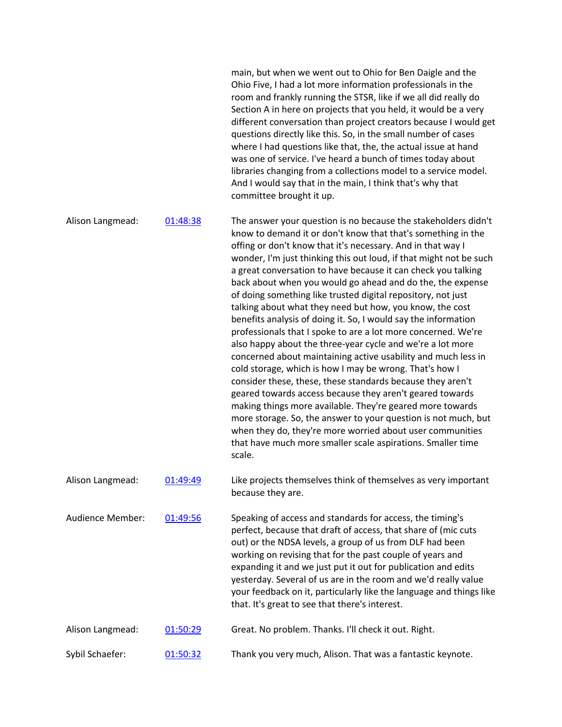main, but when we went out to Ohio for Ben Daigle and the Ohio Five, I had a lot more information professionals in the room and frankly running the STSR, like if we all did really do Section A in here on projects that you held, it would be a very different conversation than project creators because I would get questions directly like this. So, in the small number of cases where I had questions like that, the, the actual issue at hand was one of service. I've heard a bunch of times today about libraries changing from a collections model to a service model. And I would say that in the main, I think that's why that committee brought it up.

| | | |
|---|---|---|
| Alison Langmead: | [01:48:38]() | The answer your question is no because the stakeholders didn't know to demand it or don't know that that's something in the offing or don't know that it's necessary. And in that way I wonder, I'm just thinking this out loud, if that might not be such a great conversation to have because it can check you talking back about when you would go ahead and do the, the expense of doing something like trusted digital repository, not just talking about what they need but how, you know, the cost benefits analysis of doing it. So, I would say the information professionals that I spoke to are a lot more concerned. We're also happy about the three-year cycle and we're a lot more concerned about maintaining active usability and much less in cold storage, which is how I may be wrong. That's how I consider these, these, these standards because they aren't geared towards access because they aren't geared towards making things more available. They're geared more towards more storage. So, the answer to your question is not much, but when they do, they're more worried about user communities that have much more smaller scale aspirations. Smaller time scale. |
| Alison Langmead: | [01:49:49]() | Like projects themselves think of themselves as very important because they are. |
| Audience Member: | [01:49:56]() | Speaking of access and standards for access, the timing's perfect, because that draft of access, that share of (mic cuts out) or the NDSA levels, a group of us from DLF had been working on revising that for the past couple of years and expanding it and we just put it out for publication and edits yesterday. Several of us are in the room and we'd really value your feedback on it, particularly like the language and things like that. It's great to see that there's interest. |
| Alison Langmead: | [01:50:29]() | Great. No problem. Thanks. I'll check it out. Right. |
| Sybil Schaefer: | [01:50:32]() | Thank you very much, Alison. That was a fantastic keynote. |